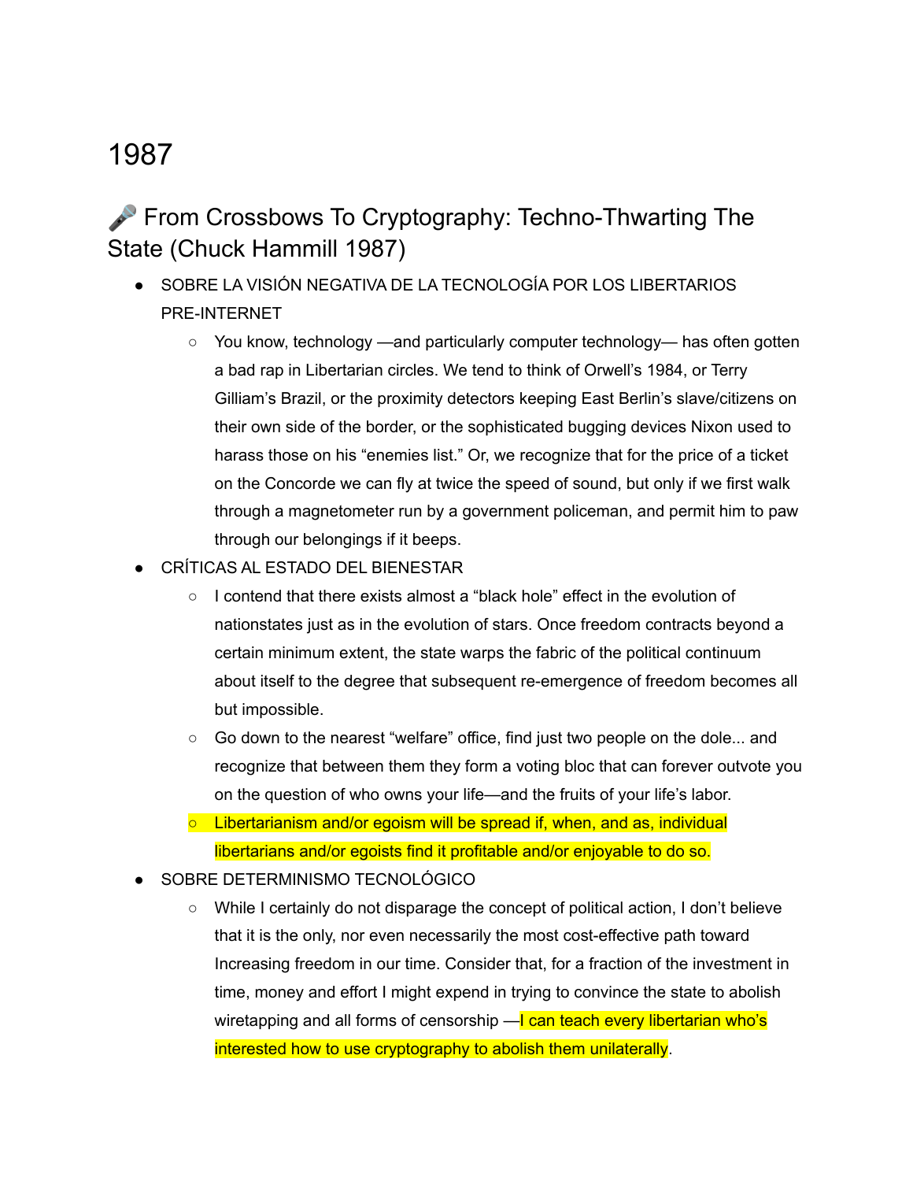# 1987

## 🎤 From Crossbows To Cryptography: Techno-Thwarting The State (Chuck Hammill 1987)

- SOBRE LA VISIÓN NEGATIVA DE LA TECNOLOGÍA POR LOS LIBERTARIOS PRE-INTERNET
  - You know, technology —and particularly computer technology— has often gotten a bad rap in Libertarian circles. We tend to think of Orwell's 1984, or Terry Gilliam's Brazil, or the proximity detectors keeping East Berlin's slave/citizens on their own side of the border, or the sophisticated bugging devices Nixon used to harass those on his "enemies list." Or, we recognize that for the price of a ticket on the Concorde we can fly at twice the speed of sound, but only if we first walk through a magnetometer run by a government policeman, and permit him to paw through our belongings if it beeps.
- CRÍTICAS AL ESTADO DEL BIENESTAR
  - I contend that there exists almost a "black hole" effect in the evolution of nationstates just as in the evolution of stars. Once freedom contracts beyond a certain minimum extent, the state warps the fabric of the political continuum about itself to the degree that subsequent re-emergence of freedom becomes all but impossible.
  - Go down to the nearest "welfare" office, find just two people on the dole... and recognize that between them they form a voting bloc that can forever outvote you on the question of who owns your life—and the fruits of your life's labor.
  - Libertarianism and/or egoism will be spread if, when, and as, individual libertarians and/or egoists find it profitable and/or enjoyable to do so.
- SOBRE DETERMINISMO TECNOLÓGICO
  - While I certainly do not disparage the concept of political action, I don't believe that it is the only, nor even necessarily the most cost-effective path toward Increasing freedom in our time. Consider that, for a fraction of the investment in time, money and effort I might expend in trying to convince the state to abolish wiretapping and all forms of censorship —I can teach every libertarian who's interested how to use cryptography to abolish them unilaterally.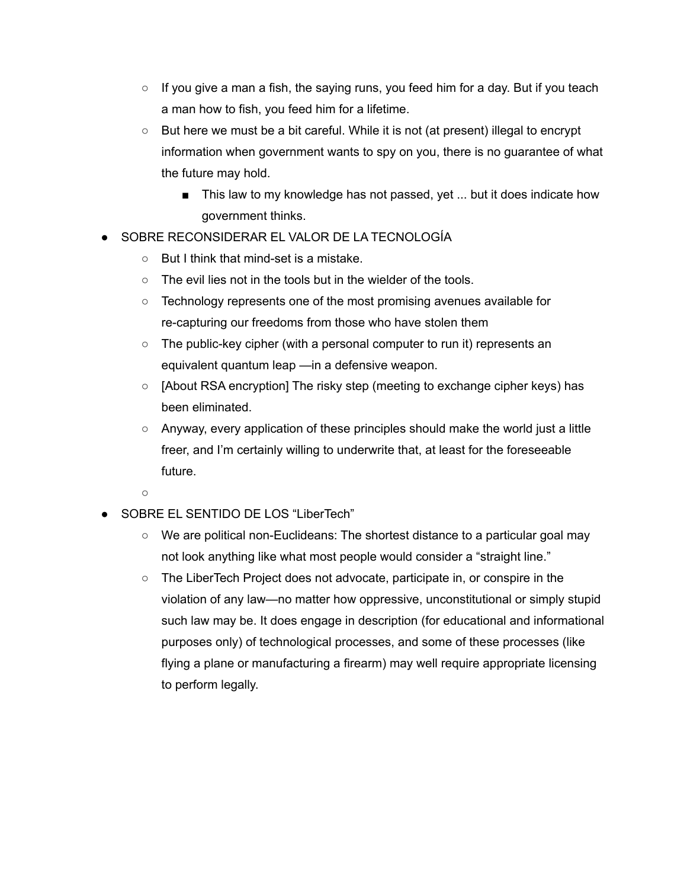- If you give a man a fish, the saying runs, you feed him for a day. But if you teach a man how to fish, you feed him for a lifetime.
    - But here we must be a bit careful. While it is not (at present) illegal to encrypt information when government wants to spy on you, there is no guarantee of what the future may hold.
        - This law to my knowledge has not passed, yet ... but it does indicate how government thinks.
- SOBRE RECONSIDERAR EL VALOR DE LA TECNOLOGÍA
    - But I think that mind-set is a mistake.
    - The evil lies not in the tools but in the wielder of the tools.
    - Technology represents one of the most promising avenues available for re-capturing our freedoms from those who have stolen them
    - The public-key cipher (with a personal computer to run it) represents an equivalent quantum leap —in a defensive weapon.
    - [About RSA encryption] The risky step (meeting to exchange cipher keys) has been eliminated.
    - Anyway, every application of these principles should make the world just a little freer, and I'm certainly willing to underwrite that, at least for the foreseeable future.
    - 
- SOBRE EL SENTIDO DE LOS "LiberTech"
    - We are political non-Euclideans: The shortest distance to a particular goal may not look anything like what most people would consider a "straight line."
    - The LiberTech Project does not advocate, participate in, or conspire in the violation of any law—no matter how oppressive, unconstitutional or simply stupid such law may be. It does engage in description (for educational and informational purposes only) of technological processes, and some of these processes (like flying a plane or manufacturing a firearm) may well require appropriate licensing to perform legally.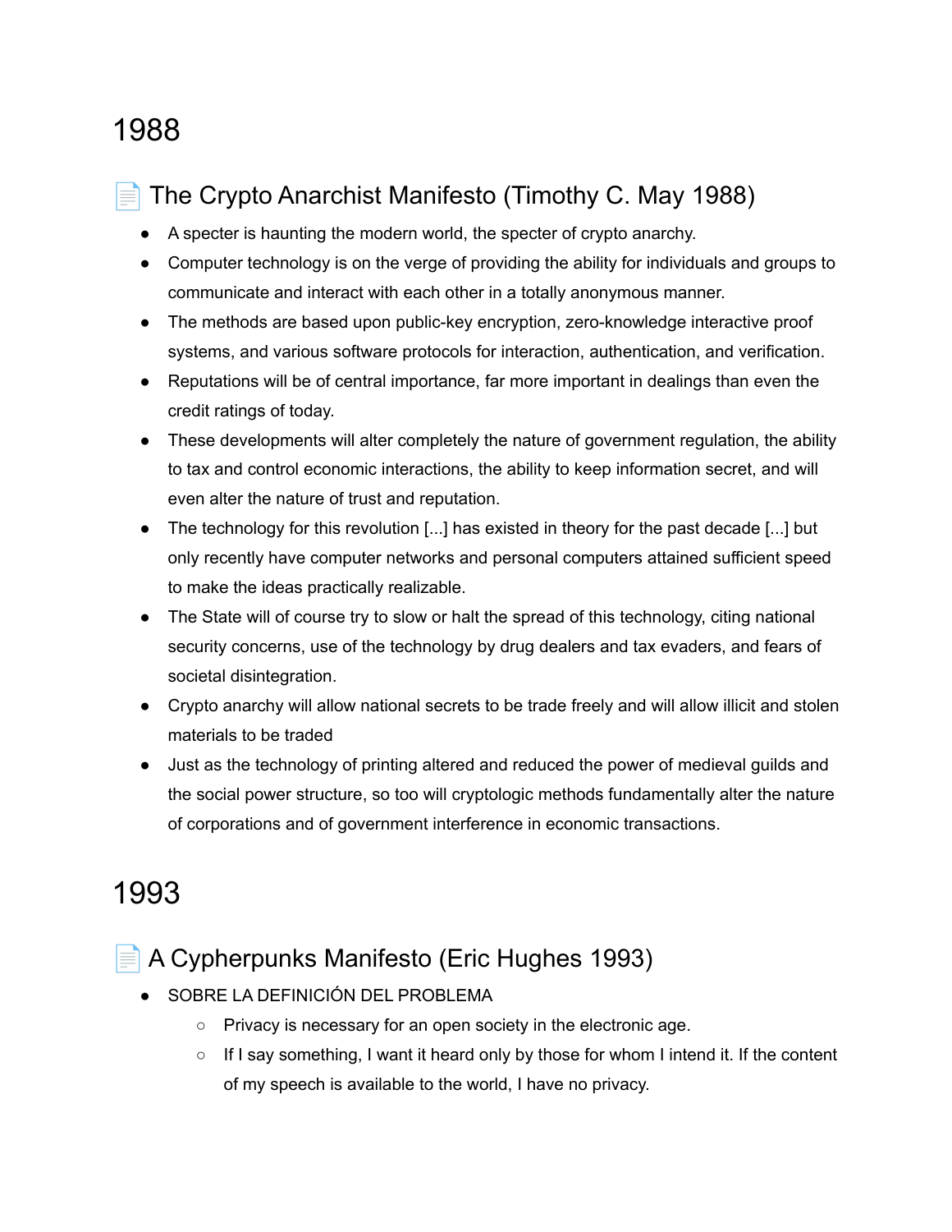# 1988

## 📄 The Crypto Anarchist Manifesto (Timothy C. May 1988)

- A specter is haunting the modern world, the specter of crypto anarchy.
- Computer technology is on the verge of providing the ability for individuals and groups to communicate and interact with each other in a totally anonymous manner.
- The methods are based upon public-key encryption, zero-knowledge interactive proof systems, and various software protocols for interaction, authentication, and verification.
- Reputations will be of central importance, far more important in dealings than even the credit ratings of today.
- These developments will alter completely the nature of government regulation, the ability to tax and control economic interactions, the ability to keep information secret, and will even alter the nature of trust and reputation.
- The technology for this revolution [...] has existed in theory for the past decade [...] but only recently have computer networks and personal computers attained sufficient speed to make the ideas practically realizable.
- The State will of course try to slow or halt the spread of this technology, citing national security concerns, use of the technology by drug dealers and tax evaders, and fears of societal disintegration.
- Crypto anarchy will allow national secrets to be trade freely and will allow illicit and stolen materials to be traded
- Just as the technology of printing altered and reduced the power of medieval guilds and the social power structure, so too will cryptologic methods fundamentally alter the nature of corporations and of government interference in economic transactions.

# 1993

## 📄 A Cypherpunks Manifesto (Eric Hughes 1993)

- SOBRE LA DEFINICIÓN DEL PROBLEMA
  - Privacy is necessary for an open society in the electronic age.
  - If I say something, I want it heard only by those for whom I intend it. If the content of my speech is available to the world, I have no privacy.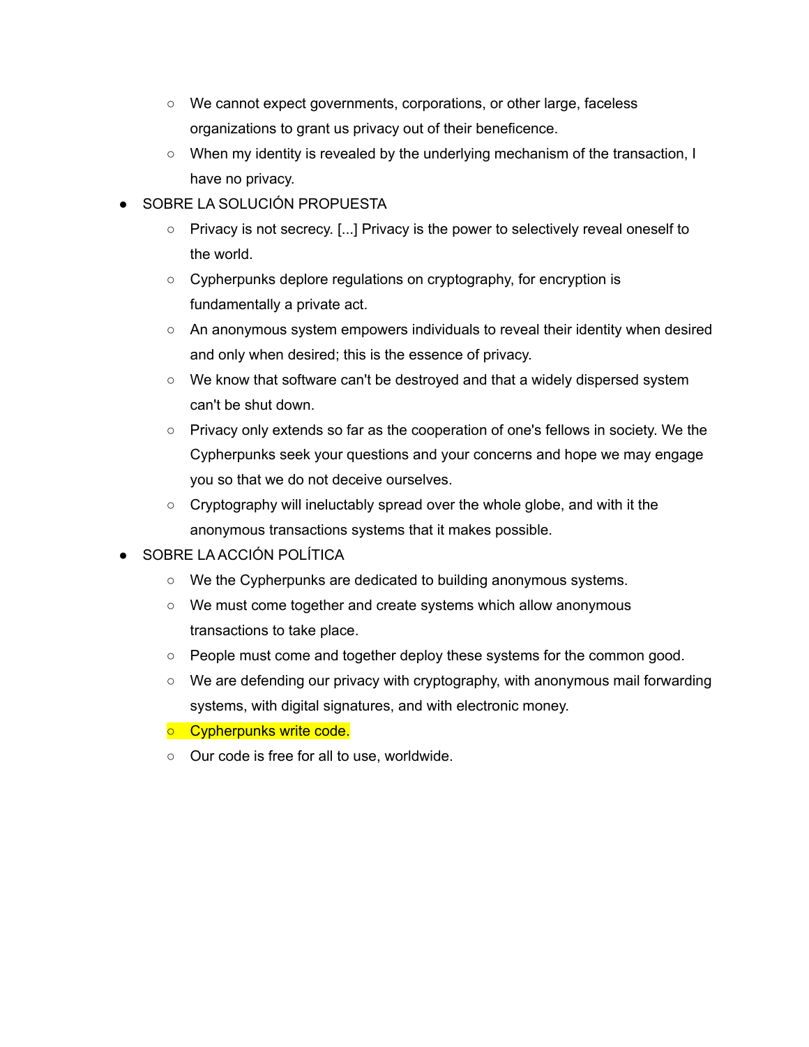- We cannot expect governments, corporations, or other large, faceless organizations to grant us privacy out of their beneficence.
    - When my identity is revealed by the underlying mechanism of the transaction, I have no privacy.
- SOBRE LA SOLUCIÓN PROPUESTA
    - Privacy is not secrecy. [...] Privacy is the power to selectively reveal oneself to the world.
    - Cypherpunks deplore regulations on cryptography, for encryption is fundamentally a private act.
    - An anonymous system empowers individuals to reveal their identity when desired and only when desired; this is the essence of privacy.
    - We know that software can't be destroyed and that a widely dispersed system can't be shut down.
    - Privacy only extends so far as the cooperation of one's fellows in society. We the Cypherpunks seek your questions and your concerns and hope we may engage you so that we do not deceive ourselves.
    - Cryptography will ineluctably spread over the whole globe, and with it the anonymous transactions systems that it makes possible.
- SOBRE LA ACCIÓN POLÍTICA
    - We the Cypherpunks are dedicated to building anonymous systems.
    - We must come together and create systems which allow anonymous transactions to take place.
    - People must come and together deploy these systems for the common good.
    - We are defending our privacy with cryptography, with anonymous mail forwarding systems, with digital signatures, and with electronic money.
    - Cypherpunks write code.
    - Our code is free for all to use, worldwide.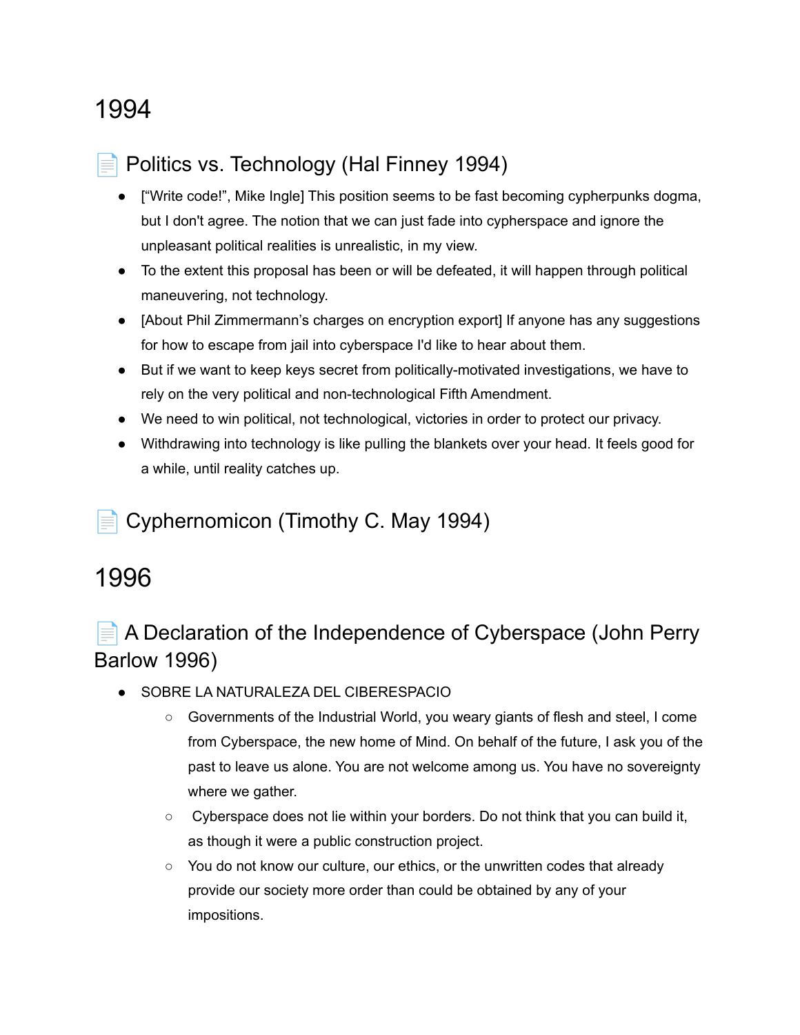# 1994

## 📄 Politics vs. Technology (Hal Finney 1994)

- ["Write code!", Mike Ingle] This position seems to be fast becoming cypherpunks dogma, but I don't agree. The notion that we can just fade into cypherspace and ignore the unpleasant political realities is unrealistic, in my view.
- To the extent this proposal has been or will be defeated, it will happen through political maneuvering, not technology.
- [About Phil Zimmermann's charges on encryption export] If anyone has any suggestions for how to escape from jail into cyberspace I'd like to hear about them.
- But if we want to keep keys secret from politically-motivated investigations, we have to rely on the very political and non-technological Fifth Amendment.
- We need to win political, not technological, victories in order to protect our privacy.
- Withdrawing into technology is like pulling the blankets over your head. It feels good for a while, until reality catches up.

## 📄 Cyphernomicon (Timothy C. May 1994)

# 1996

## 📄 A Declaration of the Independence of Cyberspace (John Perry Barlow 1996)

- SOBRE LA NATURALEZA DEL CIBERESPACIO
  - Governments of the Industrial World, you weary giants of flesh and steel, I come from Cyberspace, the new home of Mind. On behalf of the future, I ask you of the past to leave us alone. You are not welcome among us. You have no sovereignty where we gather.
  - Cyberspace does not lie within your borders. Do not think that you can build it, as though it were a public construction project.
  - You do not know our culture, our ethics, or the unwritten codes that already provide our society more order than could be obtained by any of your impositions.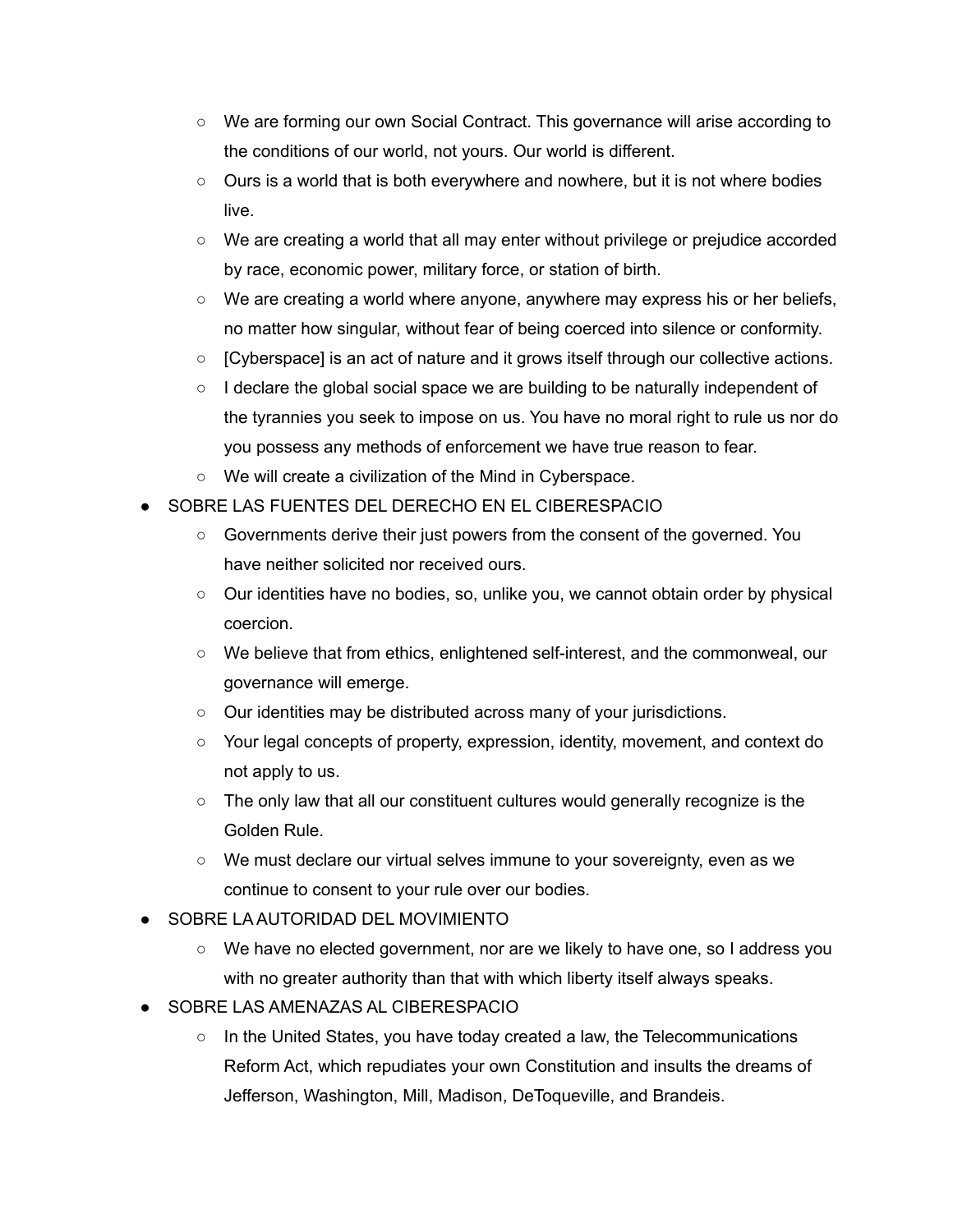- We are forming our own Social Contract. This governance will arise according to the conditions of our world, not yours. Our world is different.
  - Ours is a world that is both everywhere and nowhere, but it is not where bodies live.
  - We are creating a world that all may enter without privilege or prejudice accorded by race, economic power, military force, or station of birth.
  - We are creating a world where anyone, anywhere may express his or her beliefs, no matter how singular, without fear of being coerced into silence or conformity.
  - [Cyberspace] is an act of nature and it grows itself through our collective actions.
  - I declare the global social space we are building to be naturally independent of the tyrannies you seek to impose on us. You have no moral right to rule us nor do you possess any methods of enforcement we have true reason to fear.
  - We will create a civilization of the Mind in Cyberspace.
- SOBRE LAS FUENTES DEL DERECHO EN EL CIBERESPACIO
  - Governments derive their just powers from the consent of the governed. You have neither solicited nor received ours.
  - Our identities have no bodies, so, unlike you, we cannot obtain order by physical coercion.
  - We believe that from ethics, enlightened self-interest, and the commonweal, our governance will emerge.
  - Our identities may be distributed across many of your jurisdictions.
  - Your legal concepts of property, expression, identity, movement, and context do not apply to us.
  - The only law that all our constituent cultures would generally recognize is the Golden Rule.
  - We must declare our virtual selves immune to your sovereignty, even as we continue to consent to your rule over our bodies.
- SOBRE LA AUTORIDAD DEL MOVIMIENTO
  - We have no elected government, nor are we likely to have one, so I address you with no greater authority than that with which liberty itself always speaks.
- SOBRE LAS AMENAZAS AL CIBERESPACIO
  - In the United States, you have today created a law, the Telecommunications Reform Act, which repudiates your own Constitution and insults the dreams of Jefferson, Washington, Mill, Madison, DeToqueville, and Brandeis.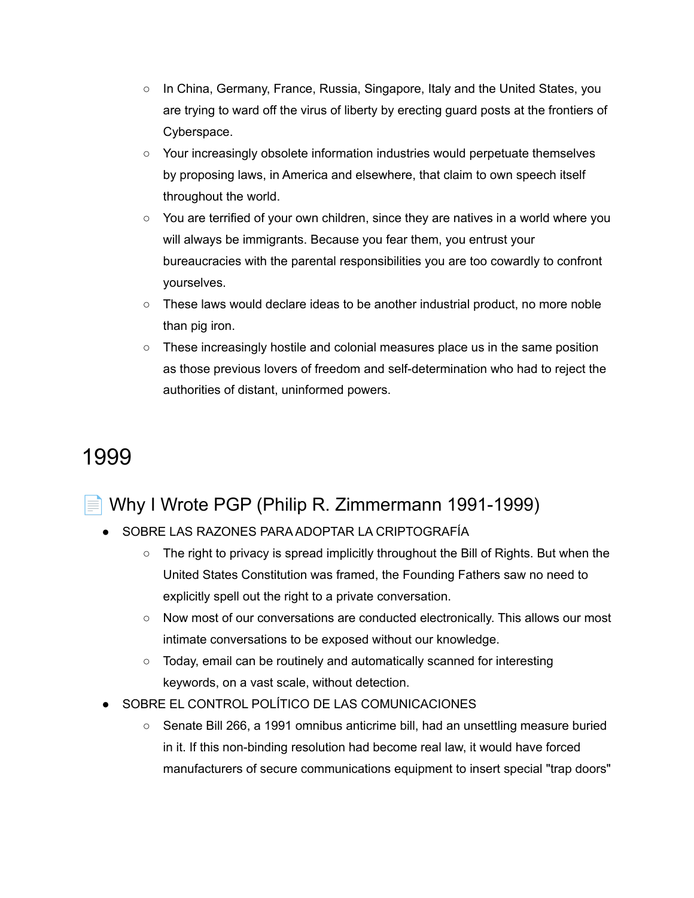- In China, Germany, France, Russia, Singapore, Italy and the United States, you are trying to ward off the virus of liberty by erecting guard posts at the frontiers of Cyberspace.
- Your increasingly obsolete information industries would perpetuate themselves by proposing laws, in America and elsewhere, that claim to own speech itself throughout the world.
- You are terrified of your own children, since they are natives in a world where you will always be immigrants. Because you fear them, you entrust your bureaucracies with the parental responsibilities you are too cowardly to confront yourselves.
- These laws would declare ideas to be another industrial product, no more noble than pig iron.
- These increasingly hostile and colonial measures place us in the same position as those previous lovers of freedom and self-determination who had to reject the authorities of distant, uninformed powers.

# 1999

## 📄 Why I Wrote PGP (Philip R. Zimmermann 1991-1999)

- SOBRE LAS RAZONES PARA ADOPTAR LA CRIPTOGRAFÍA
  - The right to privacy is spread implicitly throughout the Bill of Rights. But when the United States Constitution was framed, the Founding Fathers saw no need to explicitly spell out the right to a private conversation.
  - Now most of our conversations are conducted electronically. This allows our most intimate conversations to be exposed without our knowledge.
  - Today, email can be routinely and automatically scanned for interesting keywords, on a vast scale, without detection.
- SOBRE EL CONTROL POLÍTICO DE LAS COMUNICACIONES
  - Senate Bill 266, a 1991 omnibus anticrime bill, had an unsettling measure buried in it. If this non-binding resolution had become real law, it would have forced manufacturers of secure communications equipment to insert special "trap doors"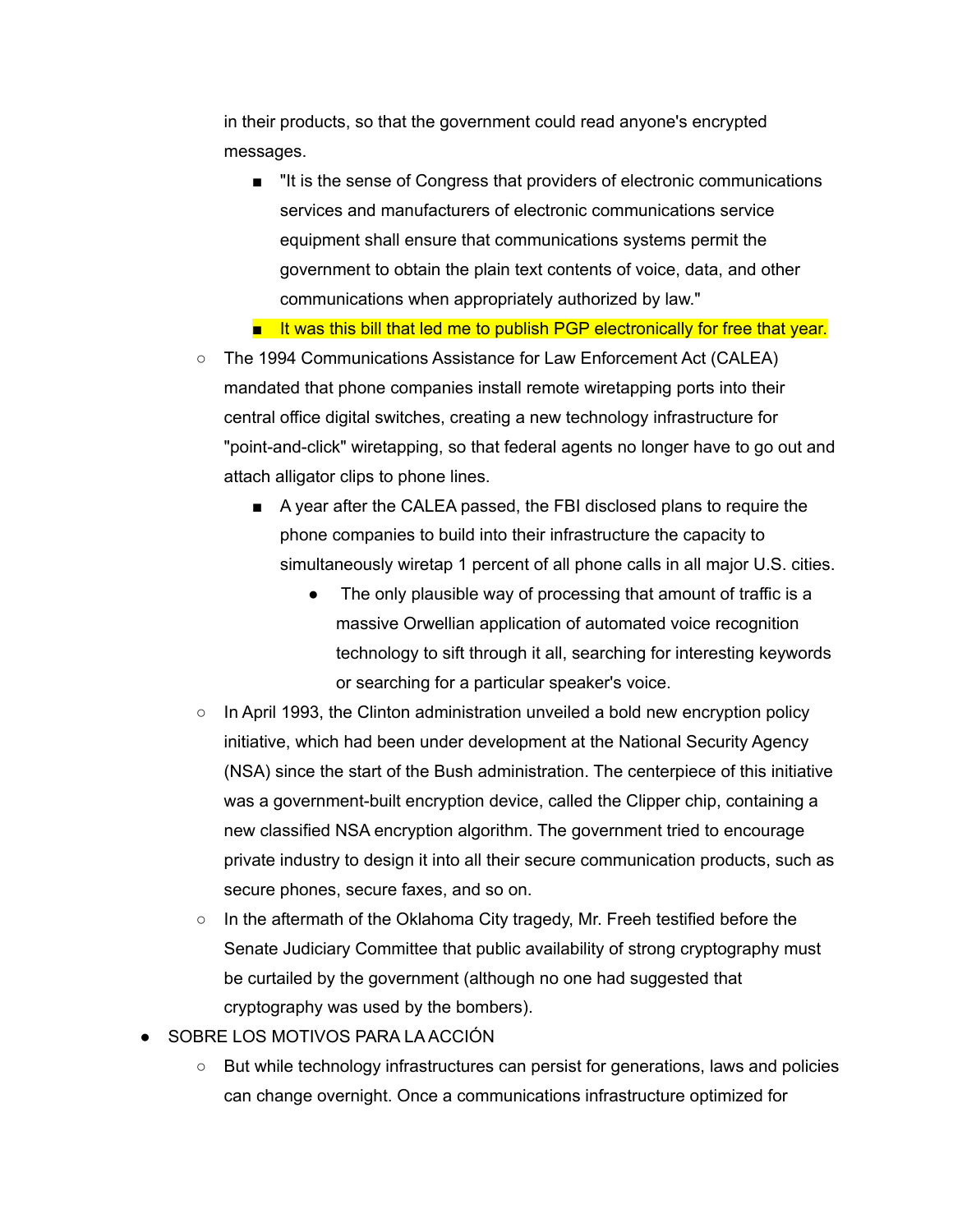in their products, so that the government could read anyone's encrypted messages.

    - "It is the sense of Congress that providers of electronic communications services and manufacturers of electronic communications service equipment shall ensure that communications systems permit the government to obtain the plain text contents of voice, data, and other communications when appropriately authorized by law."
    - It was this bill that led me to publish PGP electronically for free that year.
  - The 1994 Communications Assistance for Law Enforcement Act (CALEA) mandated that phone companies install remote wiretapping ports into their central office digital switches, creating a new technology infrastructure for "point-and-click" wiretapping, so that federal agents no longer have to go out and attach alligator clips to phone lines.
    - A year after the CALEA passed, the FBI disclosed plans to require the phone companies to build into their infrastructure the capacity to simultaneously wiretap 1 percent of all phone calls in all major U.S. cities.
      - The only plausible way of processing that amount of traffic is a massive Orwellian application of automated voice recognition technology to sift through it all, searching for interesting keywords or searching for a particular speaker's voice.
  - In April 1993, the Clinton administration unveiled a bold new encryption policy initiative, which had been under development at the National Security Agency (NSA) since the start of the Bush administration. The centerpiece of this initiative was a government-built encryption device, called the Clipper chip, containing a new classified NSA encryption algorithm. The government tried to encourage private industry to design it into all their secure communication products, such as secure phones, secure faxes, and so on.
  - In the aftermath of the Oklahoma City tragedy, Mr. Freeh testified before the Senate Judiciary Committee that public availability of strong cryptography must be curtailed by the government (although no one had suggested that cryptography was used by the bombers).
- SOBRE LOS MOTIVOS PARA LA ACCIÓN
  - But while technology infrastructures can persist for generations, laws and policies can change overnight. Once a communications infrastructure optimized for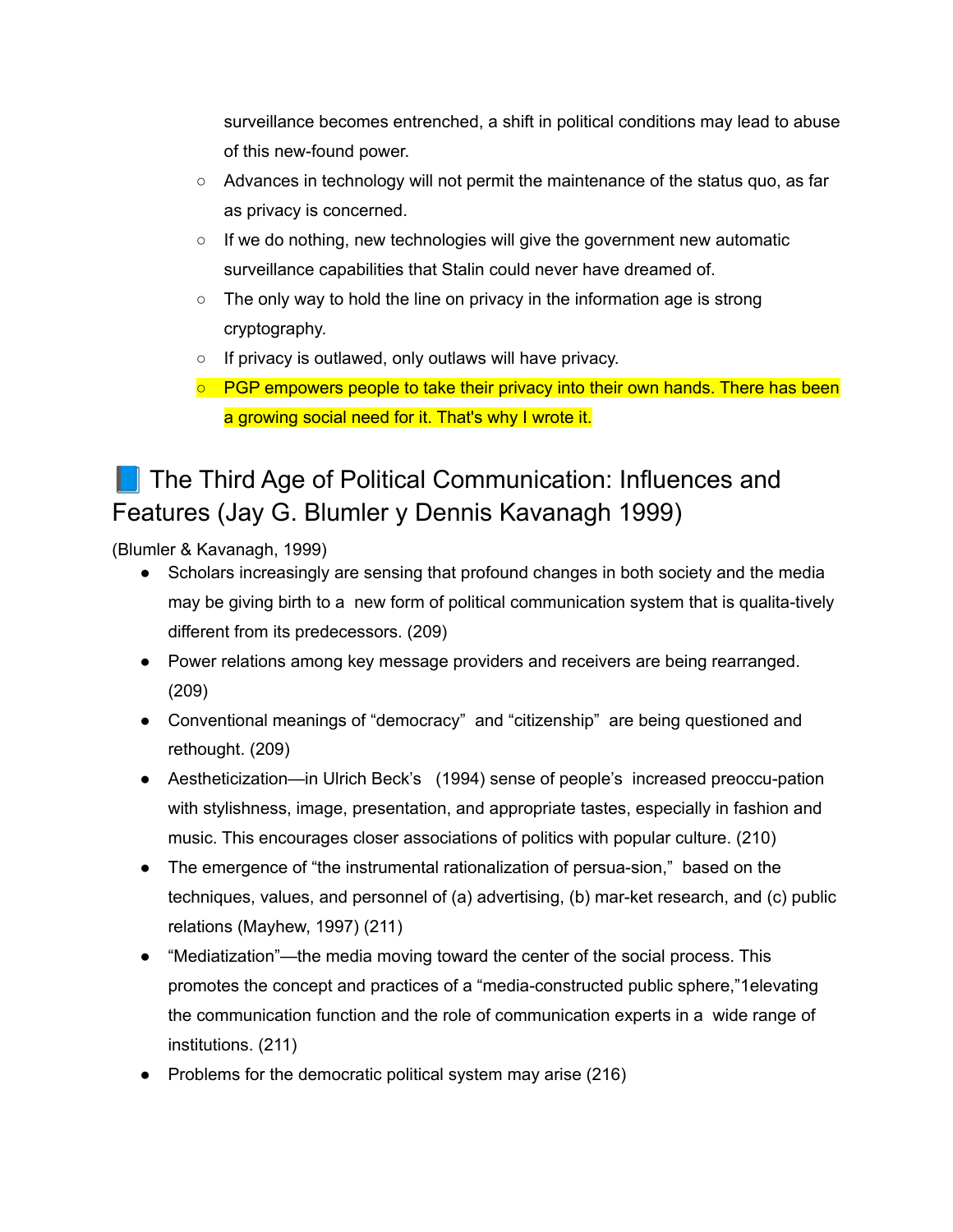surveillance becomes entrenched, a shift in political conditions may lead to abuse of this new-found power.

- Advances in technology will not permit the maintenance of the status quo, as far as privacy is concerned.
- If we do nothing, new technologies will give the government new automatic surveillance capabilities that Stalin could never have dreamed of.
- The only way to hold the line on privacy in the information age is strong cryptography.
- If privacy is outlawed, only outlaws will have privacy.
- PGP empowers people to take their privacy into their own hands. There has been a growing social need for it. That's why I wrote it.

## 📘 The Third Age of Political Communication: Influences and Features (Jay G. Blumler y Dennis Kavanagh 1999)

(Blumler & Kavanagh, 1999)

- Scholars increasingly are sensing that profound changes in both society and the media may be giving birth to a new form of political communication system that is qualita-tively different from its predecessors. (209)
- Power relations among key message providers and receivers are being rearranged. (209)
- Conventional meanings of "democracy" and "citizenship" are being questioned and rethought. (209)
- Aestheticization—in Ulrich Beck's (1994) sense of people's increased preoccu-pation with stylishness, image, presentation, and appropriate tastes, especially in fashion and music. This encourages closer associations of politics with popular culture. (210)
- The emergence of "the instrumental rationalization of persua-sion," based on the techniques, values, and personnel of (a) advertising, (b) mar-ket research, and (c) public relations (Mayhew, 1997) (211)
- "Mediatization"—the media moving toward the center of the social process. This promotes the concept and practices of a "media-constructed public sphere,"1elevating the communication function and the role of communication experts in a wide range of institutions. (211)
- Problems for the democratic political system may arise (216)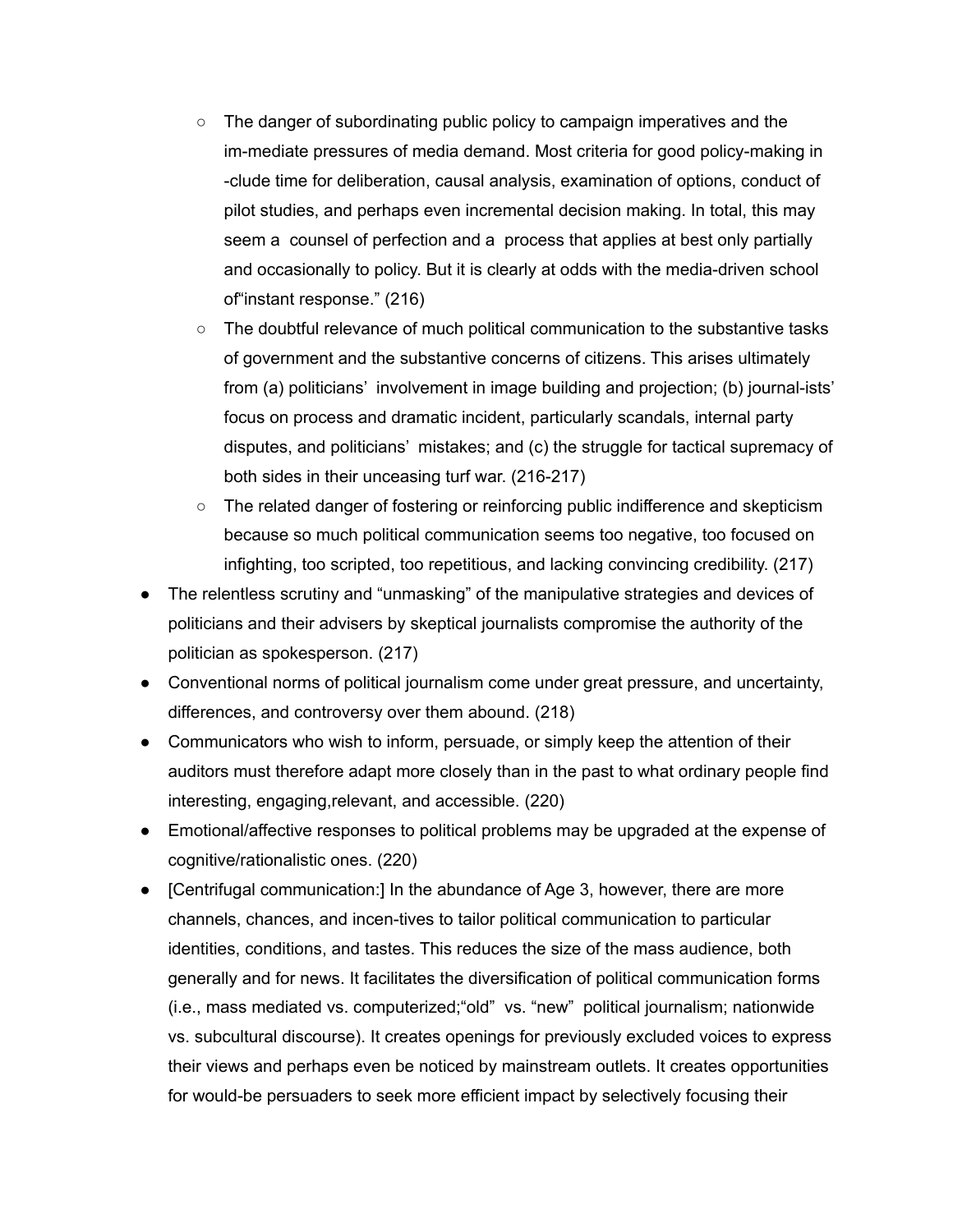- The danger of subordinating public policy to campaign imperatives and the im-mediate pressures of media demand. Most criteria for good policy-making in -clude time for deliberation, causal analysis, examination of options, conduct of pilot studies, and perhaps even incremental decision making. In total, this may seem a counsel of perfection and a process that applies at best only partially and occasionally to policy. But it is clearly at odds with the media-driven school of"instant response." (216)
  - The doubtful relevance of much political communication to the substantive tasks of government and the substantive concerns of citizens. This arises ultimately from (a) politicians' involvement in image building and projection; (b) journal-ists' focus on process and dramatic incident, particularly scandals, internal party disputes, and politicians' mistakes; and (c) the struggle for tactical supremacy of both sides in their unceasing turf war. (216-217)
  - The related danger of fostering or reinforcing public indifference and skepticism because so much political communication seems too negative, too focused on infighting, too scripted, too repetitious, and lacking convincing credibility. (217)
- The relentless scrutiny and "unmasking" of the manipulative strategies and devices of politicians and their advisers by skeptical journalists compromise the authority of the politician as spokesperson. (217)
- Conventional norms of political journalism come under great pressure, and uncertainty, differences, and controversy over them abound. (218)
- Communicators who wish to inform, persuade, or simply keep the attention of their auditors must therefore adapt more closely than in the past to what ordinary people find interesting, engaging,relevant, and accessible. (220)
- Emotional/affective responses to political problems may be upgraded at the expense of cognitive/rationalistic ones. (220)
- [Centrifugal communication:] In the abundance of Age 3, however, there are more channels, chances, and incen-tives to tailor political communication to particular identities, conditions, and tastes. This reduces the size of the mass audience, both generally and for news. It facilitates the diversification of political communication forms (i.e., mass mediated vs. computerized;"old" vs. "new" political journalism; nationwide vs. subcultural discourse). It creates openings for previously excluded voices to express their views and perhaps even be noticed by mainstream outlets. It creates opportunities for would-be persuaders to seek more efficient impact by selectively focusing their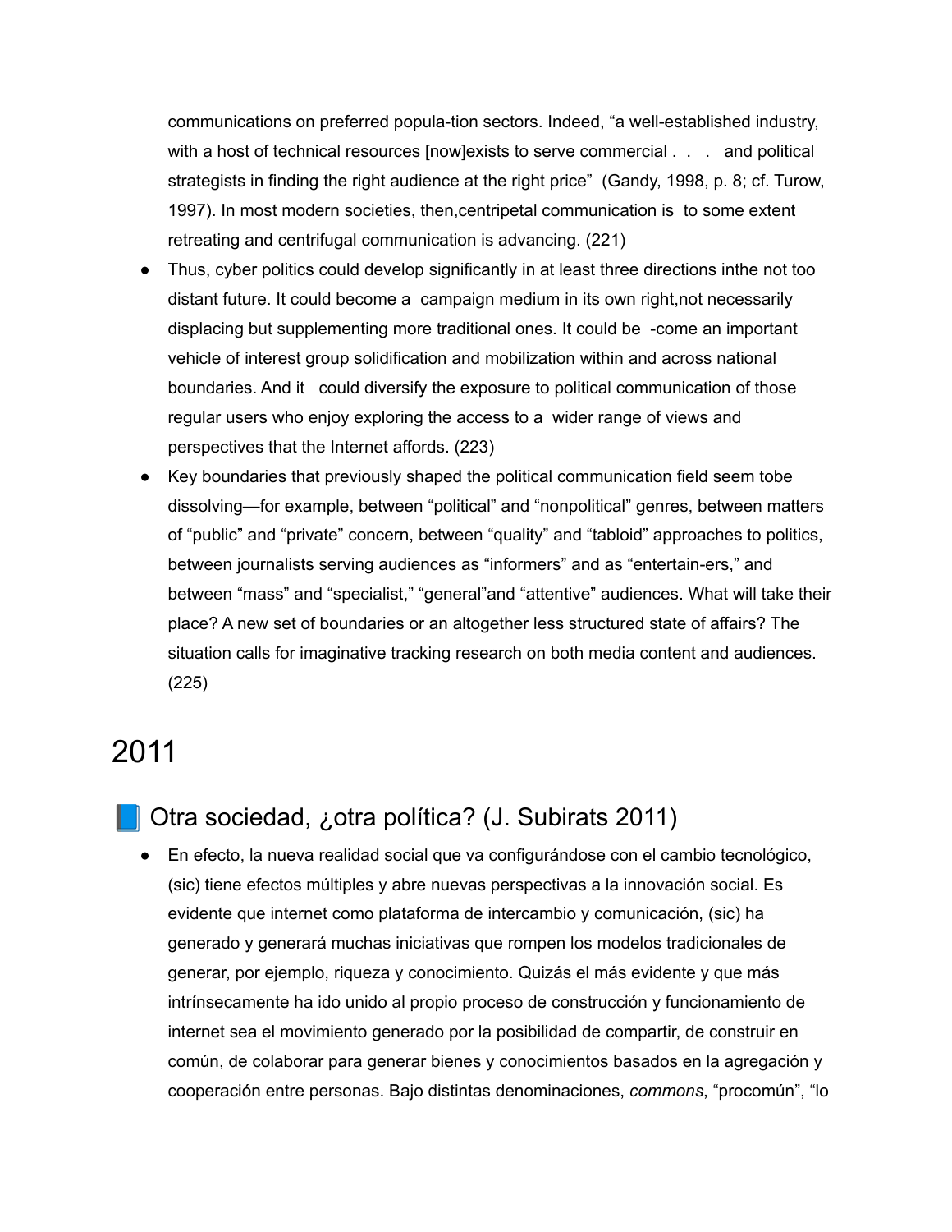communications on preferred popula-tion sectors. Indeed, “a well-established industry, with a host of technical resources [now]exists to serve commercial . . . and political strategists in finding the right audience at the right price” (Gandy, 1998, p. 8; cf. Turow, 1997). In most modern societies, then,centripetal communication is to some extent retreating and centrifugal communication is advancing. (221)

- Thus, cyber politics could develop significantly in at least three directions inthe not too distant future. It could become a campaign medium in its own right,not necessarily displacing but supplementing more traditional ones. It could be -come an important vehicle of interest group solidification and mobilization within and across national boundaries. And it could diversify the exposure to political communication of those regular users who enjoy exploring the access to a wider range of views and perspectives that the Internet affords. (223)
- Key boundaries that previously shaped the political communication field seem tobe dissolving—for example, between “political” and “nonpolitical” genres, between matters of “public” and “private” concern, between “quality” and “tabloid” approaches to politics, between journalists serving audiences as “informers” and as “entertain-ers,” and between “mass” and “specialist,” “general”and “attentive” audiences. What will take their place? A new set of boundaries or an altogether less structured state of affairs? The situation calls for imaginative tracking research on both media content and audiences. (225)

# 2011

## 📘 Otra sociedad, ¿otra política? (J. Subirats 2011)

- En efecto, la nueva realidad social que va configurándose con el cambio tecnológico, (sic) tiene efectos múltiples y abre nuevas perspectivas a la innovación social. Es evidente que internet como plataforma de intercambio y comunicación, (sic) ha generado y generará muchas iniciativas que rompen los modelos tradicionales de generar, por ejemplo, riqueza y conocimiento. Quizás el más evidente y que más intrínsecamente ha ido unido al propio proceso de construcción y funcionamiento de internet sea el movimiento generado por la posibilidad de compartir, de construir en común, de colaborar para generar bienes y conocimientos basados en la agregación y cooperación entre personas. Bajo distintas denominaciones, *commons*, “procomún”, “lo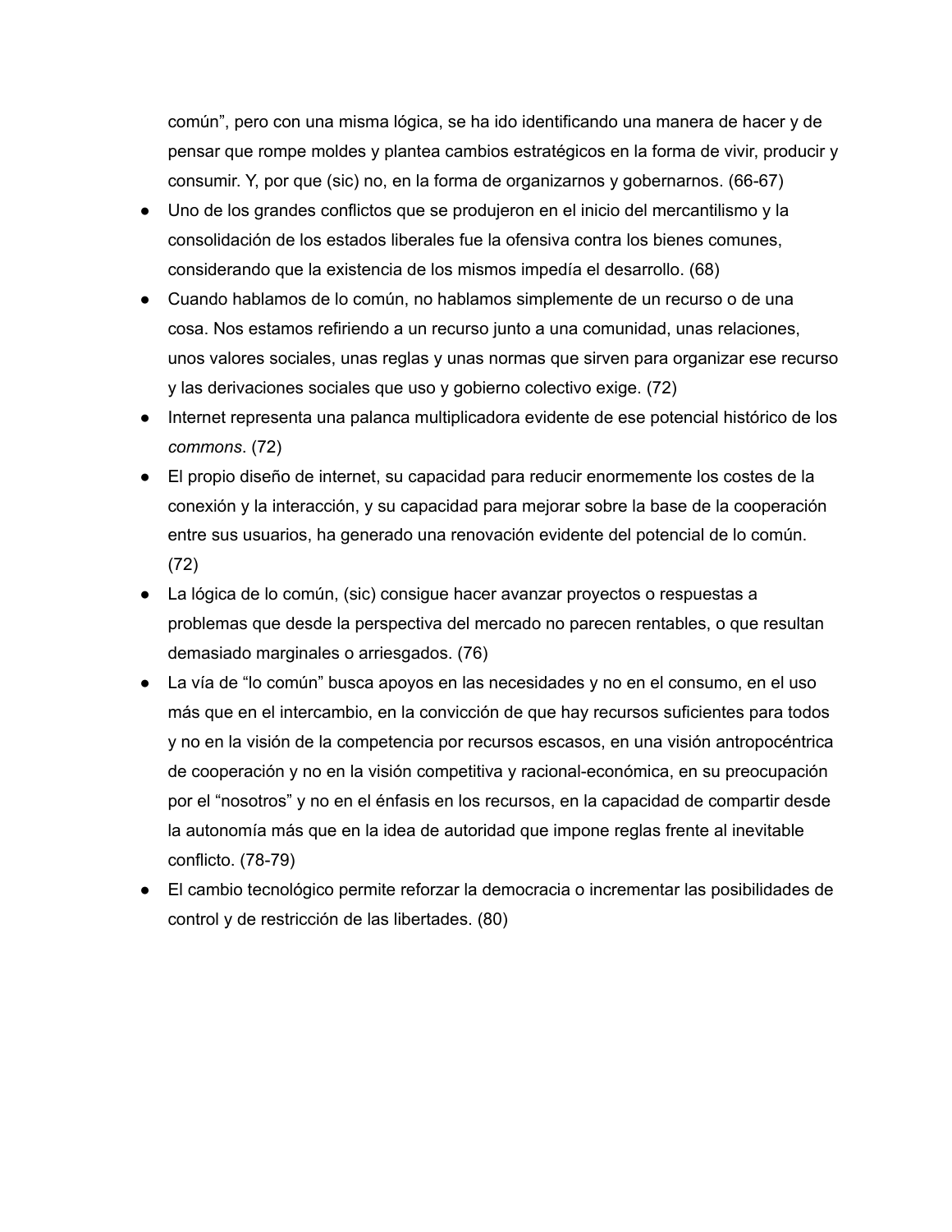común", pero con una misma lógica, se ha ido identificando una manera de hacer y de pensar que rompe moldes y plantea cambios estratégicos en la forma de vivir, producir y consumir. Y, por que (sic) no, en la forma de organizarnos y gobernarnos. (66-67)

- Uno de los grandes conflictos que se produjeron en el inicio del mercantilismo y la consolidación de los estados liberales fue la ofensiva contra los bienes comunes, considerando que la existencia de los mismos impedía el desarrollo. (68)
- Cuando hablamos de lo común, no hablamos simplemente de un recurso o de una cosa. Nos estamos refiriendo a un recurso junto a una comunidad, unas relaciones, unos valores sociales, unas reglas y unas normas que sirven para organizar ese recurso y las derivaciones sociales que uso y gobierno colectivo exige. (72)
- Internet representa una palanca multiplicadora evidente de ese potencial histórico de los *commons*. (72)
- El propio diseño de internet, su capacidad para reducir enormemente los costes de la conexión y la interacción, y su capacidad para mejorar sobre la base de la cooperación entre sus usuarios, ha generado una renovación evidente del potencial de lo común. (72)
- La lógica de lo común, (sic) consigue hacer avanzar proyectos o respuestas a problemas que desde la perspectiva del mercado no parecen rentables, o que resultan demasiado marginales o arriesgados. (76)
- La vía de "lo común" busca apoyos en las necesidades y no en el consumo, en el uso más que en el intercambio, en la convicción de que hay recursos suficientes para todos y no en la visión de la competencia por recursos escasos, en una visión antropocéntrica de cooperación y no en la visión competitiva y racional-económica, en su preocupación por el "nosotros" y no en el énfasis en los recursos, en la capacidad de compartir desde la autonomía más que en la idea de autoridad que impone reglas frente al inevitable conflicto. (78-79)
- El cambio tecnológico permite reforzar la democracia o incrementar las posibilidades de control y de restricción de las libertades. (80)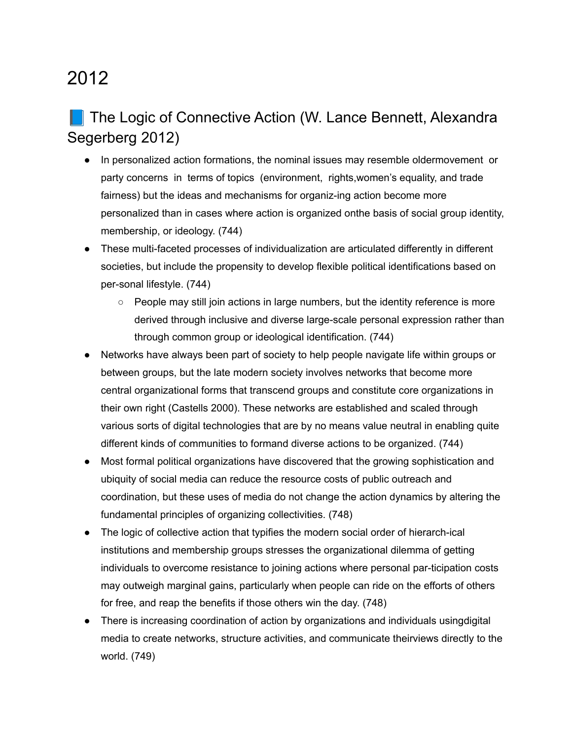# 2012

## 📘 The Logic of Connective Action (W. Lance Bennett, Alexandra Segerberg 2012)

- In personalized action formations, the nominal issues may resemble oldermovement or party concerns in terms of topics (environment, rights,women's equality, and trade fairness) but the ideas and mechanisms for organiz-ing action become more personalized than in cases where action is organized onthe basis of social group identity, membership, or ideology. (744)
- These multi-faceted processes of individualization are articulated differently in different societies, but include the propensity to develop flexible political identifications based on per-sonal lifestyle. (744)
    - People may still join actions in large numbers, but the identity reference is more derived through inclusive and diverse large-scale personal expression rather than through common group or ideological identification. (744)
- Networks have always been part of society to help people navigate life within groups or between groups, but the late modern society involves networks that become more central organizational forms that transcend groups and constitute core organizations in their own right (Castells 2000). These networks are established and scaled through various sorts of digital technologies that are by no means value neutral in enabling quite different kinds of communities to formand diverse actions to be organized. (744)
- Most formal political organizations have discovered that the growing sophistication and ubiquity of social media can reduce the resource costs of public outreach and coordination, but these uses of media do not change the action dynamics by altering the fundamental principles of organizing collectivities. (748)
- The logic of collective action that typifies the modern social order of hierarch-ical institutions and membership groups stresses the organizational dilemma of getting individuals to overcome resistance to joining actions where personal par-ticipation costs may outweigh marginal gains, particularly when people can ride on the efforts of others for free, and reap the benefits if those others win the day. (748)
- There is increasing coordination of action by organizations and individuals usingdigital media to create networks, structure activities, and communicate theirviews directly to the world. (749)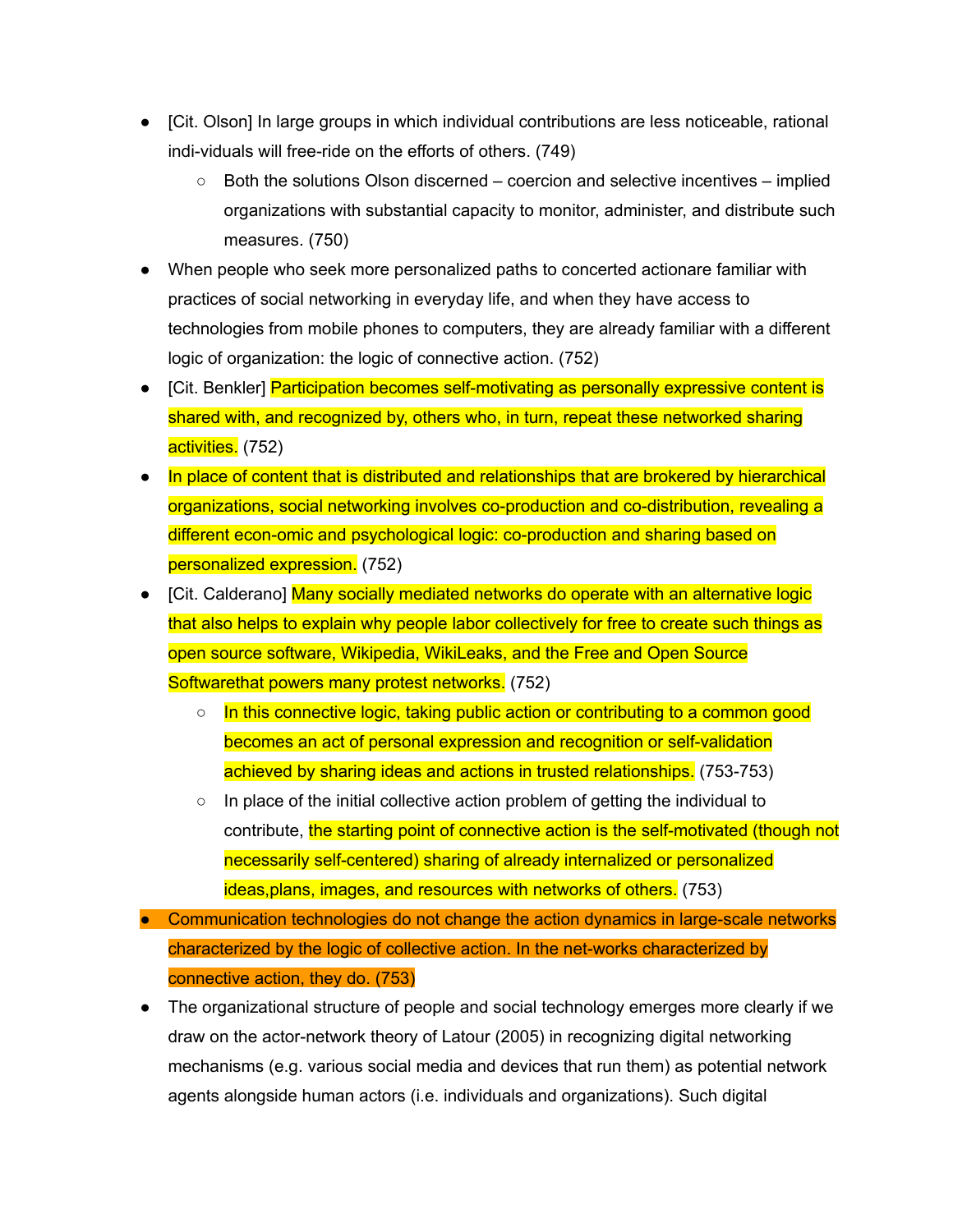- [Cit. Olson] In large groups in which individual contributions are less noticeable, rational indi-viduals will free-ride on the efforts of others. (749)
    - Both the solutions Olson discerned – coercion and selective incentives – implied organizations with substantial capacity to monitor, administer, and distribute such measures. (750)
- When people who seek more personalized paths to concerted actionare familiar with practices of social networking in everyday life, and when they have access to technologies from mobile phones to computers, they are already familiar with a different logic of organization: the logic of connective action. (752)
- [Cit. Benkler] Participation becomes self-motivating as personally expressive content is shared with, and recognized by, others who, in turn, repeat these networked sharing activities. (752)
- In place of content that is distributed and relationships that are brokered by hierarchical organizations, social networking involves co-production and co-distribution, revealing a different econ-omic and psychological logic: co-production and sharing based on personalized expression. (752)
- [Cit. Calderano] Many socially mediated networks do operate with an alternative logic that also helps to explain why people labor collectively for free to create such things as open source software, Wikipedia, WikiLeaks, and the Free and Open Source Softwarethat powers many protest networks. (752)
    - In this connective logic, taking public action or contributing to a common good becomes an act of personal expression and recognition or self-validation achieved by sharing ideas and actions in trusted relationships. (753-753)
    - In place of the initial collective action problem of getting the individual to contribute, the starting point of connective action is the self-motivated (though not necessarily self-centered) sharing of already internalized or personalized ideas,plans, images, and resources with networks of others. (753)
- Communication technologies do not change the action dynamics in large-scale networks characterized by the logic of collective action. In the net-works characterized by connective action, they do. (753)
- The organizational structure of people and social technology emerges more clearly if we draw on the actor-network theory of Latour (2005) in recognizing digital networking mechanisms (e.g. various social media and devices that run them) as potential network agents alongside human actors (i.e. individuals and organizations). Such digital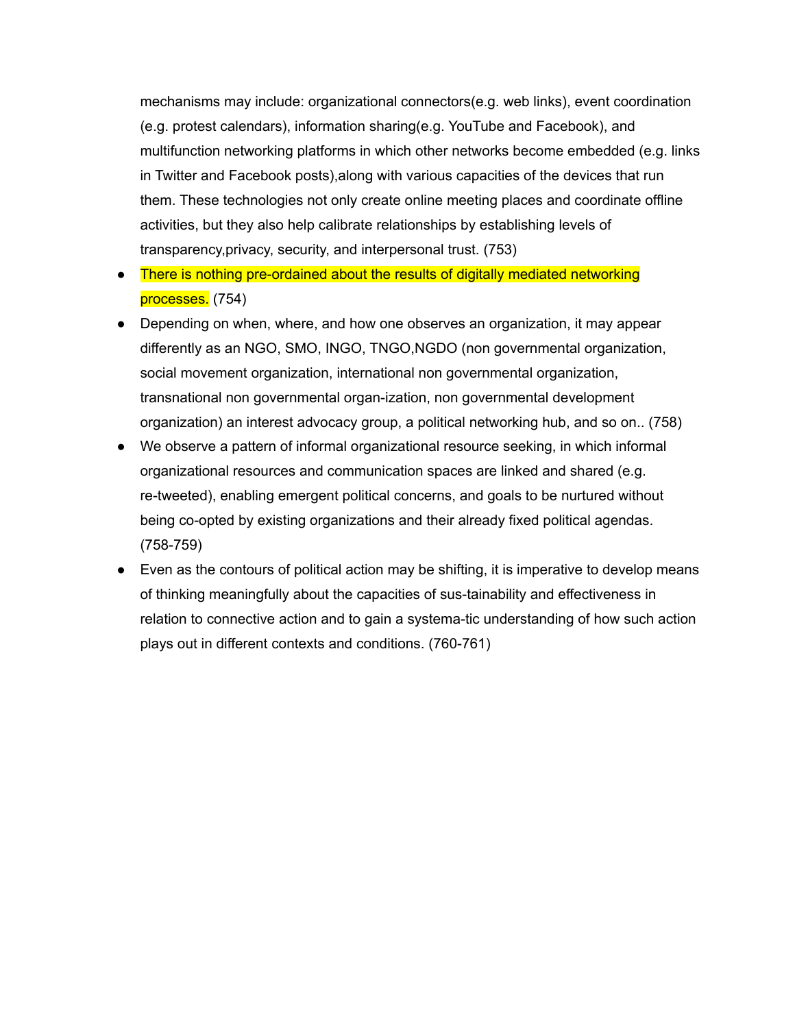mechanisms may include: organizational connectors(e.g. web links), event coordination (e.g. protest calendars), information sharing(e.g. YouTube and Facebook), and multifunction networking platforms in which other networks become embedded (e.g. links in Twitter and Facebook posts),along with various capacities of the devices that run them. These technologies not only create online meeting places and coordinate offline activities, but they also help calibrate relationships by establishing levels of transparency,privacy, security, and interpersonal trust. (753)

- There is nothing pre-ordained about the results of digitally mediated networking processes. (754)
- Depending on when, where, and how one observes an organization, it may appear differently as an NGO, SMO, INGO, TNGO,NGDO (non governmental organization, social movement organization, international non governmental organization, transnational non governmental organ-ization, non governmental development organization) an interest advocacy group, a political networking hub, and so on.. (758)
- We observe a pattern of informal organizational resource seeking, in which informal organizational resources and communication spaces are linked and shared (e.g. re-tweeted), enabling emergent political concerns, and goals to be nurtured without being co-opted by existing organizations and their already fixed political agendas. (758-759)
- Even as the contours of political action may be shifting, it is imperative to develop means of thinking meaningfully about the capacities of sus-tainability and effectiveness in relation to connective action and to gain a systema-tic understanding of how such action plays out in different contexts and conditions. (760-761)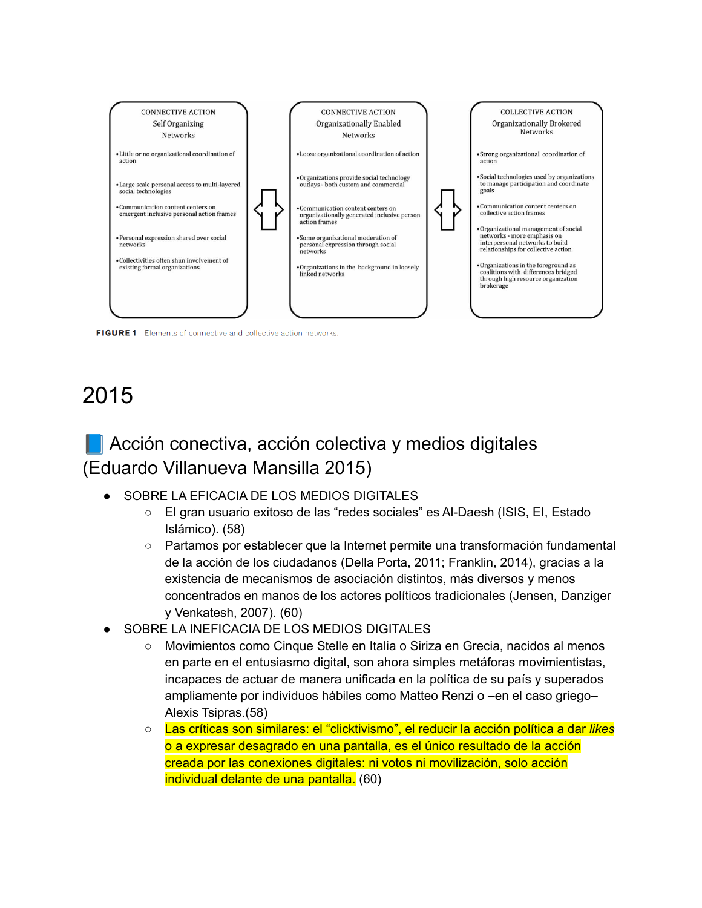| CONNECTIVE ACTION Self Organizing Networks | CONNECTIVE ACTION Organizationally Enabled Networks | COLLECTIVE ACTION Organizationally Brokered Networks |
|---|---|---|
| •Little or no organizational coordination of action | •Loose organizational coordination of action | •Strong organizational coordination of action |
| •Large scale personal access to multi-layered social technologies | •Organizations provide social technology outlays - both custom and commercial | •Social technologies used by organizations to manage participation and coordinate goals |
| •Communication content centers on emergent inclusive personal action frames | •Communication content centers on organizationally generated inclusive person action frames | •Communication content centers on collective action frames |
| •Personal expression shared over social networks | •Some organizational moderation of personal expression through social networks | •Organizational management of social networks - more emphasis on interpersonal networks to build relationships for collective action |
| •Collectivities often shun involvement of existing formal organizations | •Organizations in the background in loosely linked networks | •Organizations in the foreground as coalitions with differences bridged through high resource organization brokerage |

**FIGURE 1** Elements of connective and collective action networks.

# 2015

## 📘 Acción conectiva, acción colectiva y medios digitales (Eduardo Villanueva Mansilla 2015)

- SOBRE LA EFICACIA DE LOS MEDIOS DIGITALES
  - El gran usuario exitoso de las "redes sociales" es Al-Daesh (ISIS, EI, Estado Islámico). (58)
  - Partamos por establecer que la Internet permite una transformación fundamental de la acción de los ciudadanos (Della Porta, 2011; Franklin, 2014), gracias a la existencia de mecanismos de asociación distintos, más diversos y menos concentrados en manos de los actores políticos tradicionales (Jensen, Danziger y Venkatesh, 2007). (60)
- SOBRE LA INEFICACIA DE LOS MEDIOS DIGITALES
  - Movimientos como Cinque Stelle en Italia o Siriza en Grecia, nacidos al menos en parte en el entusiasmo digital, son ahora simples metáforas movimientistas, incapaces de actuar de manera unificada en la política de su país y superados ampliamente por individuos hábiles como Matteo Renzi o –en el caso griego– Alexis Tsipras.(58)
  - Las críticas son similares: el "clicktivismo", el reducir la acción política a dar *likes* o a expresar desagrado en una pantalla, es el único resultado de la acción creada por las conexiones digitales: ni votos ni movilización, solo acción individual delante de una pantalla. (60)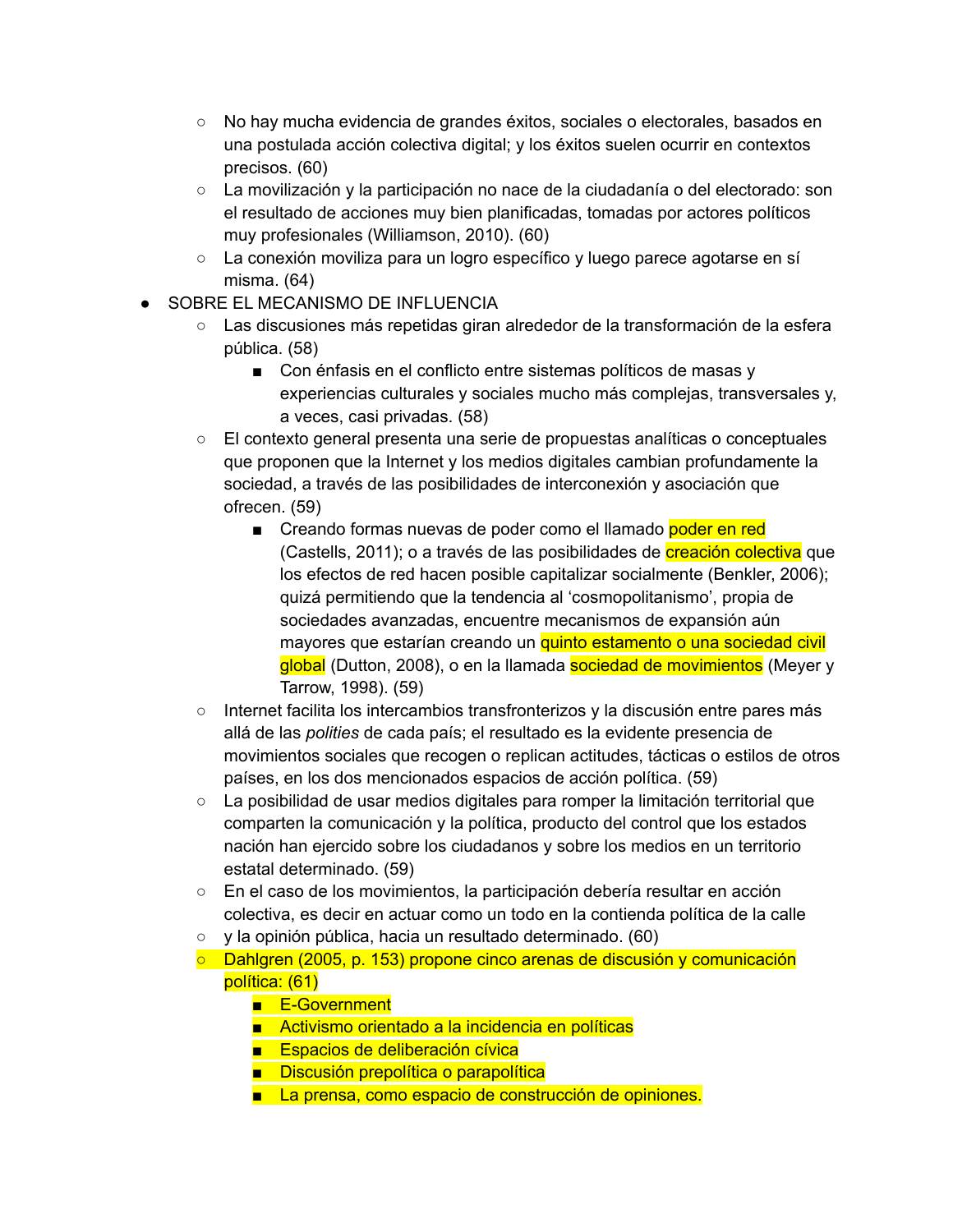- No hay mucha evidencia de grandes éxitos, sociales o electorales, basados en una postulada acción colectiva digital; y los éxitos suelen ocurrir en contextos precisos. (60)
    - La movilización y la participación no nace de la ciudadanía o del electorado: son el resultado de acciones muy bien planificadas, tomadas por actores políticos muy profesionales (Williamson, 2010). (60)
    - La conexión moviliza para un logro específico y luego parece agotarse en sí misma. (64)
- SOBRE EL MECANISMO DE INFLUENCIA
    - Las discusiones más repetidas giran alrededor de la transformación de la esfera pública. (58)
        - Con énfasis en el conflicto entre sistemas políticos de masas y experiencias culturales y sociales mucho más complejas, transversales y, a veces, casi privadas. (58)
    - El contexto general presenta una serie de propuestas analíticas o conceptuales que proponen que la Internet y los medios digitales cambian profundamente la sociedad, a través de las posibilidades de interconexión y asociación que ofrecen. (59)
        - Creando formas nuevas de poder como el llamado poder en red (Castells, 2011); o a través de las posibilidades de creación colectiva que los efectos de red hacen posible capitalizar socialmente (Benkler, 2006); quizá permitiendo que la tendencia al 'cosmopolitanismo', propia de sociedades avanzadas, encuentre mecanismos de expansión aún mayores que estarían creando un quinto estamento o una sociedad civil global (Dutton, 2008), o en la llamada sociedad de movimientos (Meyer y Tarrow, 1998). (59)
    - Internet facilita los intercambios transfronterizos y la discusión entre pares más allá de las *polities* de cada país; el resultado es la evidente presencia de movimientos sociales que recogen o replican actitudes, tácticas o estilos de otros países, en los dos mencionados espacios de acción política. (59)
    - La posibilidad de usar medios digitales para romper la limitación territorial que comparten la comunicación y la política, producto del control que los estados nación han ejercido sobre los ciudadanos y sobre los medios en un territorio estatal determinado. (59)
    - En el caso de los movimientos, la participación debería resultar en acción colectiva, es decir en actuar como un todo en la contienda política de la calle
    - y la opinión pública, hacia un resultado determinado. (60)
    - Dahlgren (2005, p. 153) propone cinco arenas de discusión y comunicación política: (61)
        - E-Government
        - Activismo orientado a la incidencia en políticas
        - Espacios de deliberación cívica
        - Discusión prepolítica o parapolítica
        - La prensa, como espacio de construcción de opiniones.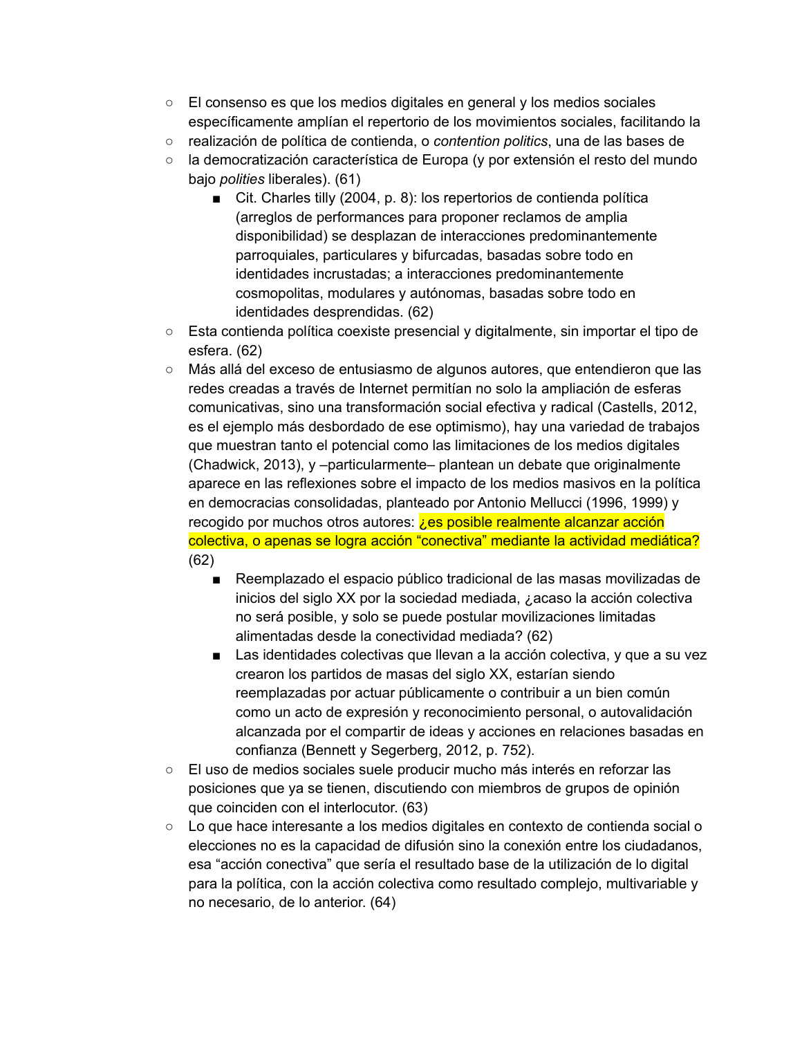- El consenso es que los medios digitales en general y los medios sociales específicamente amplían el repertorio de los movimientos sociales, facilitando la
- realización de política de contienda, o *contention politics*, una de las bases de
- la democratización característica de Europa (y por extensión el resto del mundo bajo *polities* liberales). (61)
    - Cit. Charles tilly (2004, p. 8): los repertorios de contienda política (arreglos de performances para proponer reclamos de amplia disponibilidad) se desplazan de interacciones predominantemente parroquiales, particulares y bifurcadas, basadas sobre todo en identidades incrustadas; a interacciones predominantemente cosmopolitas, modulares y autónomas, basadas sobre todo en identidades desprendidas. (62)
- Esta contienda política coexiste presencial y digitalmente, sin importar el tipo de esfera. (62)
- Más allá del exceso de entusiasmo de algunos autores, que entendieron que las redes creadas a través de Internet permitían no solo la ampliación de esferas comunicativas, sino una transformación social efectiva y radical (Castells, 2012, es el ejemplo más desbordado de ese optimismo), hay una variedad de trabajos que muestran tanto el potencial como las limitaciones de los medios digitales (Chadwick, 2013), y –particularmente– plantean un debate que originalmente aparece en las reflexiones sobre el impacto de los medios masivos en la política en democracias consolidadas, planteado por Antonio Mellucci (1996, 1999) y recogido por muchos otros autores: ¿es posible realmente alcanzar acción colectiva, o apenas se logra acción "conectiva" mediante la actividad mediática? (62)
    - Reemplazado el espacio público tradicional de las masas movilizadas de inicios del siglo XX por la sociedad mediada, ¿acaso la acción colectiva no será posible, y solo se puede postular movilizaciones limitadas alimentadas desde la conectividad mediada? (62)
    - Las identidades colectivas que llevan a la acción colectiva, y que a su vez crearon los partidos de masas del siglo XX, estarían siendo reemplazadas por actuar públicamente o contribuir a un bien común como un acto de expresión y reconocimiento personal, o autovalidación alcanzada por el compartir de ideas y acciones en relaciones basadas en confianza (Bennett y Segerberg, 2012, p. 752).
- El uso de medios sociales suele producir mucho más interés en reforzar las posiciones que ya se tienen, discutiendo con miembros de grupos de opinión que coinciden con el interlocutor. (63)
- Lo que hace interesante a los medios digitales en contexto de contienda social o elecciones no es la capacidad de difusión sino la conexión entre los ciudadanos, esa "acción conectiva" que sería el resultado base de la utilización de lo digital para la política, con la acción colectiva como resultado complejo, multivariable y no necesario, de lo anterior. (64)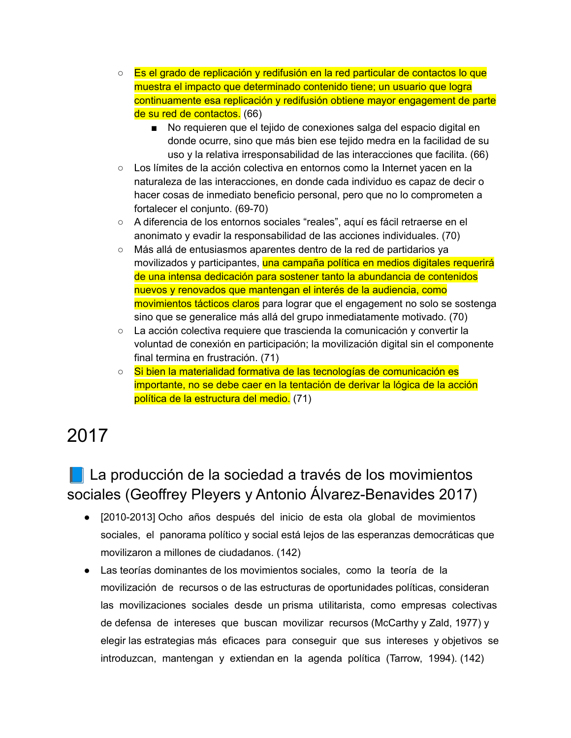- Es el grado de replicación y redifusión en la red particular de contactos lo que muestra el impacto que determinado contenido tiene; un usuario que logra continuamente esa replicación y redifusión obtiene mayor engagement de parte de su red de contactos. (66)
        - No requieren que el tejido de conexiones salga del espacio digital en donde ocurre, sino que más bien ese tejido medra en la facilidad de su uso y la relativa irresponsabilidad de las interacciones que facilita. (66)
    - Los límites de la acción colectiva en entornos como la Internet yacen en la naturaleza de las interacciones, en donde cada individuo es capaz de decir o hacer cosas de inmediato beneficio personal, pero que no lo comprometen a fortalecer el conjunto. (69-70)
    - A diferencia de los entornos sociales "reales", aquí es fácil retraerse en el anonimato y evadir la responsabilidad de las acciones individuales. (70)
    - Más allá de entusiasmos aparentes dentro de la red de partidarios ya movilizados y participantes, una campaña política en medios digitales requerirá de una intensa dedicación para sostener tanto la abundancia de contenidos nuevos y renovados que mantengan el interés de la audiencia, como movimientos tácticos claros para lograr que el engagement no solo se sostenga sino que se generalice más allá del grupo inmediatamente motivado. (70)
    - La acción colectiva requiere que trascienda la comunicación y convertir la voluntad de conexión en participación; la movilización digital sin el componente final termina en frustración. (71)
    - Si bien la materialidad formativa de las tecnologías de comunicación es importante, no se debe caer en la tentación de derivar la lógica de la acción política de la estructura del medio. (71)

# 2017

## 📘 La producción de la sociedad a través de los movimientos sociales (Geoffrey Pleyers y Antonio Álvarez-Benavides 2017)

- [2010-2013] Ocho años después del inicio de esta ola global de movimientos sociales, el panorama político y social está lejos de las esperanzas democráticas que movilizaron a millones de ciudadanos. (142)
- Las teorías dominantes de los movimientos sociales, como la teoría de la movilización de recursos o de las estructuras de oportunidades políticas, consideran las movilizaciones sociales desde un prisma utilitarista, como empresas colectivas de defensa de intereses que buscan movilizar recursos (McCarthy y Zald, 1977) y elegir las estrategias más eficaces para conseguir que sus intereses y objetivos se introduzcan, mantengan y extiendan en la agenda política (Tarrow, 1994). (142)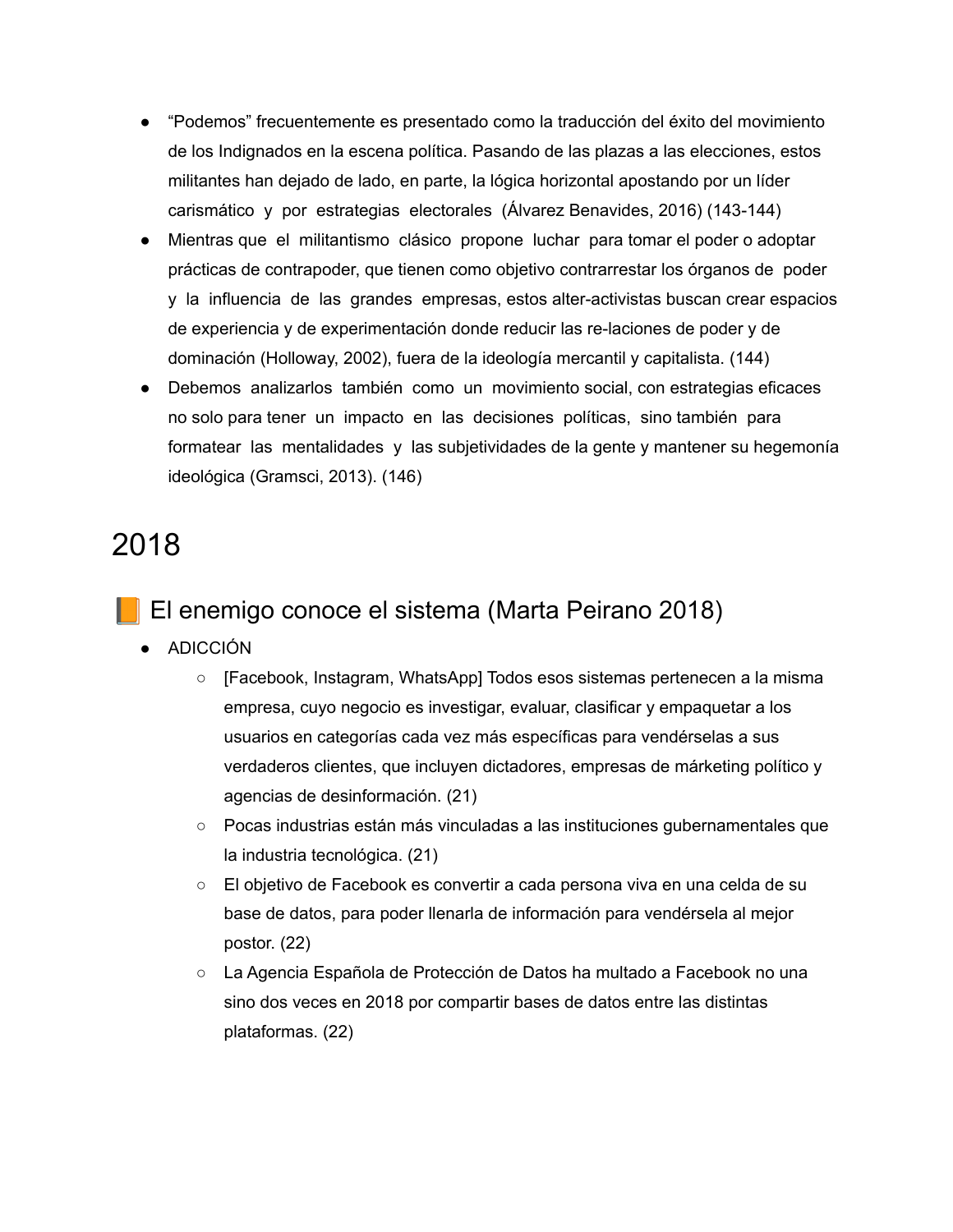- "Podemos" frecuentemente es presentado como la traducción del éxito del movimiento de los Indignados en la escena política. Pasando de las plazas a las elecciones, estos militantes han dejado de lado, en parte, la lógica horizontal apostando por un líder carismático y por estrategias electorales (Álvarez Benavides, 2016) (143-144)
- Mientras que el militantismo clásico propone luchar para tomar el poder o adoptar prácticas de contrapoder, que tienen como objetivo contrarrestar los órganos de poder y la influencia de las grandes empresas, estos alter-activistas buscan crear espacios de experiencia y de experimentación donde reducir las re-laciones de poder y de dominación (Holloway, 2002), fuera de la ideología mercantil y capitalista. (144)
- Debemos analizarlos también como un movimiento social, con estrategias eficaces no solo para tener un impacto en las decisiones políticas, sino también para formatear las mentalidades y las subjetividades de la gente y mantener su hegemonía ideológica (Gramsci, 2013). (146)

# 2018

## 📙 El enemigo conoce el sistema (Marta Peirano 2018)

- ADICCIÓN
  - [Facebook, Instagram, WhatsApp] Todos esos sistemas pertenecen a la misma empresa, cuyo negocio es investigar, evaluar, clasificar y empaquetar a los usuarios en categorías cada vez más específicas para vendérselas a sus verdaderos clientes, que incluyen dictadores, empresas de márketing político y agencias de desinformación. (21)
  - Pocas industrias están más vinculadas a las instituciones gubernamentales que la industria tecnológica. (21)
  - El objetivo de Facebook es convertir a cada persona viva en una celda de su base de datos, para poder llenarla de información para vendérsela al mejor postor. (22)
  - La Agencia Española de Protección de Datos ha multado a Facebook no una sino dos veces en 2018 por compartir bases de datos entre las distintas plataformas. (22)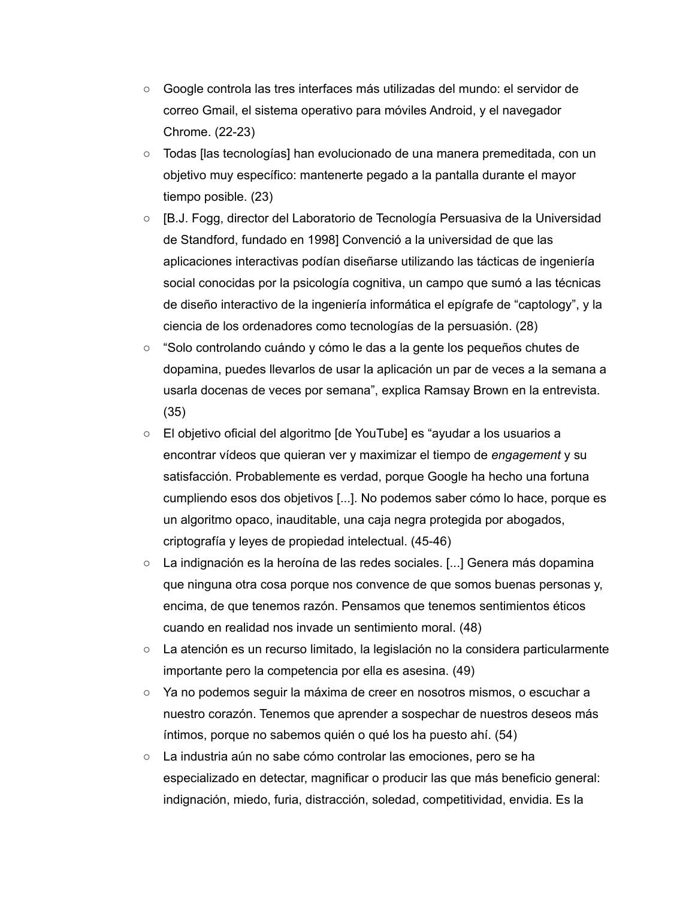- Google controla las tres interfaces más utilizadas del mundo: el servidor de correo Gmail, el sistema operativo para móviles Android, y el navegador Chrome. (22-23)
- Todas [las tecnologías] han evolucionado de una manera premeditada, con un objetivo muy específico: mantenerte pegado a la pantalla durante el mayor tiempo posible. (23)
- [B.J. Fogg, director del Laboratorio de Tecnología Persuasiva de la Universidad de Standford, fundado en 1998] Convenció a la universidad de que las aplicaciones interactivas podían diseñarse utilizando las tácticas de ingeniería social conocidas por la psicología cognitiva, un campo que sumó a las técnicas de diseño interactivo de la ingeniería informática el epígrafe de "captology", y la ciencia de los ordenadores como tecnologías de la persuasión. (28)
- "Solo controlando cuándo y cómo le das a la gente los pequeños chutes de dopamina, puedes llevarlos de usar la aplicación un par de veces a la semana a usarla docenas de veces por semana", explica Ramsay Brown en la entrevista. (35)
- El objetivo oficial del algoritmo [de YouTube] es "ayudar a los usuarios a encontrar vídeos que quieran ver y maximizar el tiempo de *engagement* y su satisfacción. Probablemente es verdad, porque Google ha hecho una fortuna cumpliendo esos dos objetivos [...]. No podemos saber cómo lo hace, porque es un algoritmo opaco, inauditable, una caja negra protegida por abogados, criptografía y leyes de propiedad intelectual. (45-46)
- La indignación es la heroína de las redes sociales. [...] Genera más dopamina que ninguna otra cosa porque nos convence de que somos buenas personas y, encima, de que tenemos razón. Pensamos que tenemos sentimientos éticos cuando en realidad nos invade un sentimiento moral. (48)
- La atención es un recurso limitado, la legislación no la considera particularmente importante pero la competencia por ella es asesina. (49)
- Ya no podemos seguir la máxima de creer en nosotros mismos, o escuchar a nuestro corazón. Tenemos que aprender a sospechar de nuestros deseos más íntimos, porque no sabemos quién o qué los ha puesto ahí. (54)
- La industria aún no sabe cómo controlar las emociones, pero se ha especializado en detectar, magnificar o producir las que más beneficio general: indignación, miedo, furia, distracción, soledad, competitividad, envidia. Es la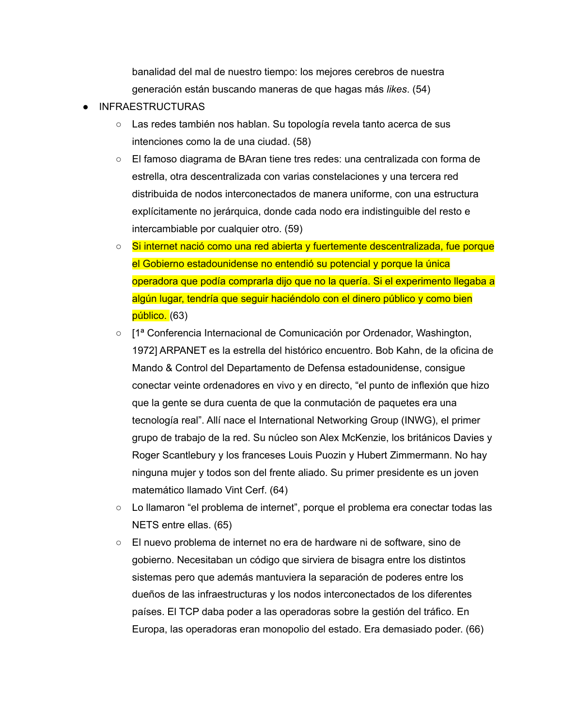banalidad del mal de nuestro tiempo: los mejores cerebros de nuestra generación están buscando maneras de que hagas más *likes*. (54)

- INFRAESTRUCTURAS
  - Las redes también nos hablan. Su topología revela tanto acerca de sus intenciones como la de una ciudad. (58)
  - El famoso diagrama de BAran tiene tres redes: una centralizada con forma de estrella, otra descentralizada con varias constelaciones y una tercera red distribuida de nodos interconectados de manera uniforme, con una estructura explícitamente no jerárquica, donde cada nodo era indistinguible del resto e intercambiable por cualquier otro. (59)
  - Si internet nació como una red abierta y fuertemente descentralizada, fue porque el Gobierno estadounidense no entendió su potencial y porque la única operadora que podía comprarla dijo que no la quería. Si el experimento llegaba a algún lugar, tendría que seguir haciéndolo con el dinero público y como bien público. (63)
  - [1ª Conferencia Internacional de Comunicación por Ordenador, Washington, 1972] ARPANET es la estrella del histórico encuentro. Bob Kahn, de la oficina de Mando & Control del Departamento de Defensa estadounidense, consigue conectar veinte ordenadores en vivo y en directo, "el punto de inflexión que hizo que la gente se dura cuenta de que la conmutación de paquetes era una tecnología real". Allí nace el International Networking Group (INWG), el primer grupo de trabajo de la red. Su núcleo son Alex McKenzie, los británicos Davies y Roger Scantlebury y los franceses Louis Puozin y Hubert Zimmermann. No hay ninguna mujer y todos son del frente aliado. Su primer presidente es un joven matemático llamado Vint Cerf. (64)
  - Lo llamaron "el problema de internet", porque el problema era conectar todas las NETS entre ellas. (65)
  - El nuevo problema de internet no era de hardware ni de software, sino de gobierno. Necesitaban un código que sirviera de bisagra entre los distintos sistemas pero que además mantuviera la separación de poderes entre los dueños de las infraestructuras y los nodos interconectados de los diferentes países. El TCP daba poder a las operadoras sobre la gestión del tráfico. En Europa, las operadoras eran monopolio del estado. Era demasiado poder. (66)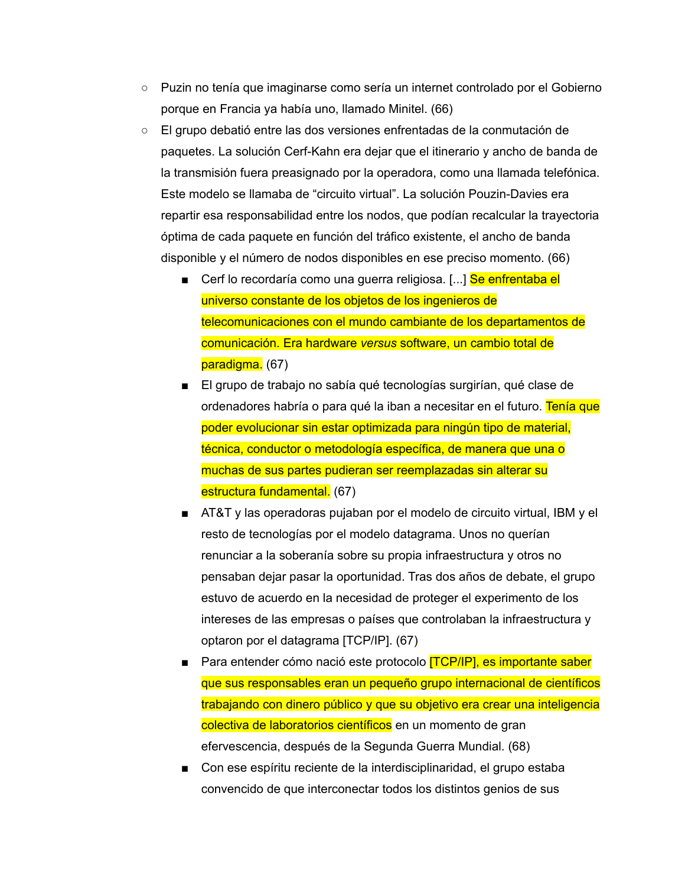- Puzin no tenía que imaginarse como sería un internet controlado por el Gobierno porque en Francia ya había uno, llamado Minitel. (66)
- El grupo debatió entre las dos versiones enfrentadas de la conmutación de paquetes. La solución Cerf-Kahn era dejar que el itinerario y ancho de banda de la transmisión fuera preasignado por la operadora, como una llamada telefónica. Este modelo se llamaba de “circuito virtual”. La solución Pouzin-Davies era repartir esa responsabilidad entre los nodos, que podían recalcular la trayectoria óptima de cada paquete en función del tráfico existente, el ancho de banda disponible y el número de nodos disponibles en ese preciso momento. (66)
  - Cerf lo recordaría como una guerra religiosa. [...] Se enfrentaba el universo constante de los objetos de los ingenieros de telecomunicaciones con el mundo cambiante de los departamentos de comunicación. Era hardware *versus* software, un cambio total de paradigma. (67)
  - El grupo de trabajo no sabía qué tecnologías surgirían, qué clase de ordenadores habría o para qué la iban a necesitar en el futuro. Tenía que poder evolucionar sin estar optimizada para ningún tipo de material, técnica, conductor o metodología específica, de manera que una o muchas de sus partes pudieran ser reemplazadas sin alterar su estructura fundamental. (67)
  - AT&T y las operadoras pujaban por el modelo de circuito virtual, IBM y el resto de tecnologías por el modelo datagrama. Unos no querían renunciar a la soberanía sobre su propia infraestructura y otros no pensaban dejar pasar la oportunidad. Tras dos años de debate, el grupo estuvo de acuerdo en la necesidad de proteger el experimento de los intereses de las empresas o países que controlaban la infraestructura y optaron por el datagrama [TCP/IP]. (67)
  - Para entender cómo nació este protocolo [TCP/IP], es importante saber que sus responsables eran un pequeño grupo internacional de científicos trabajando con dinero público y que su objetivo era crear una inteligencia colectiva de laboratorios científicos en un momento de gran efervescencia, después de la Segunda Guerra Mundial. (68)
  - Con ese espíritu reciente de la interdisciplinaridad, el grupo estaba convencido de que interconectar todos los distintos genios de sus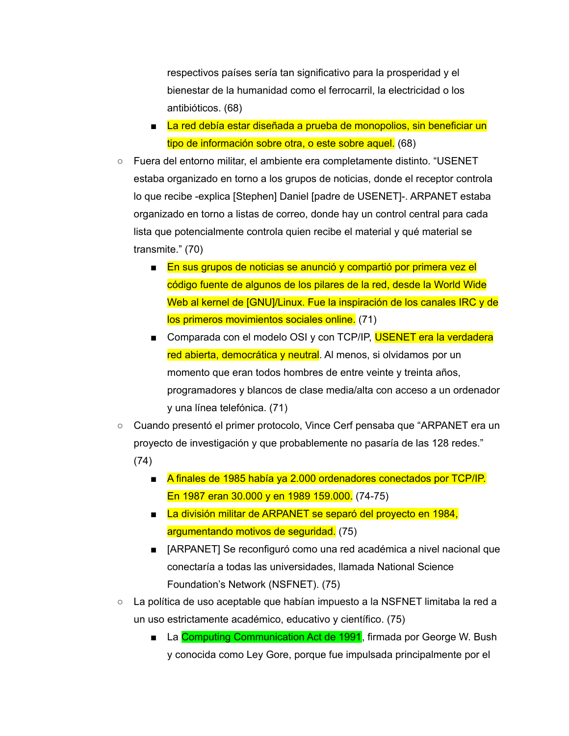- respectivos países sería tan significativo para la prosperidad y el bienestar de la humanidad como el ferrocarril, la electricidad o los antibióticos. (68)
        - La red debía estar diseñada a prueba de monopolios, sin beneficiar un tipo de información sobre otra, o este sobre aquel. (68)
    - Fuera del entorno militar, el ambiente era completamente distinto. "USENET estaba organizado en torno a los grupos de noticias, donde el receptor controla lo que recibe -explica [Stephen] Daniel [padre de USENET]-. ARPANET estaba organizado en torno a listas de correo, donde hay un control central para cada lista que potencialmente controla quien recibe el material y qué material se transmite." (70)
        - En sus grupos de noticias se anunció y compartió por primera vez el código fuente de algunos de los pilares de la red, desde la World Wide Web al kernel de [GNU]/Linux. Fue la inspiración de los canales IRC y de los primeros movimientos sociales online. (71)
        - Comparada con el modelo OSI y con TCP/IP, USENET era la verdadera red abierta, democrática y neutral. Al menos, si olvidamos por un momento que eran todos hombres de entre veinte y treinta años, programadores y blancos de clase media/alta con acceso a un ordenador y una línea telefónica. (71)
    - Cuando presentó el primer protocolo, Vince Cerf pensaba que "ARPANET era un proyecto de investigación y que probablemente no pasaría de las 128 redes." (74)
        - A finales de 1985 había ya 2.000 ordenadores conectados por TCP/IP. En 1987 eran 30.000 y en 1989 159.000. (74-75)
        - La división militar de ARPANET se separó del proyecto en 1984, argumentando motivos de seguridad. (75)
        - [ARPANET] Se reconfiguró como una red académica a nivel nacional que conectaría a todas las universidades, llamada National Science Foundation's Network (NSFNET). (75)
    - La política de uso aceptable que habían impuesto a la NSFNET limitaba la red a un uso estrictamente académico, educativo y científico. (75)
        - La Computing Communication Act de 1991, firmada por George W. Bush y conocida como Ley Gore, porque fue impulsada principalmente por el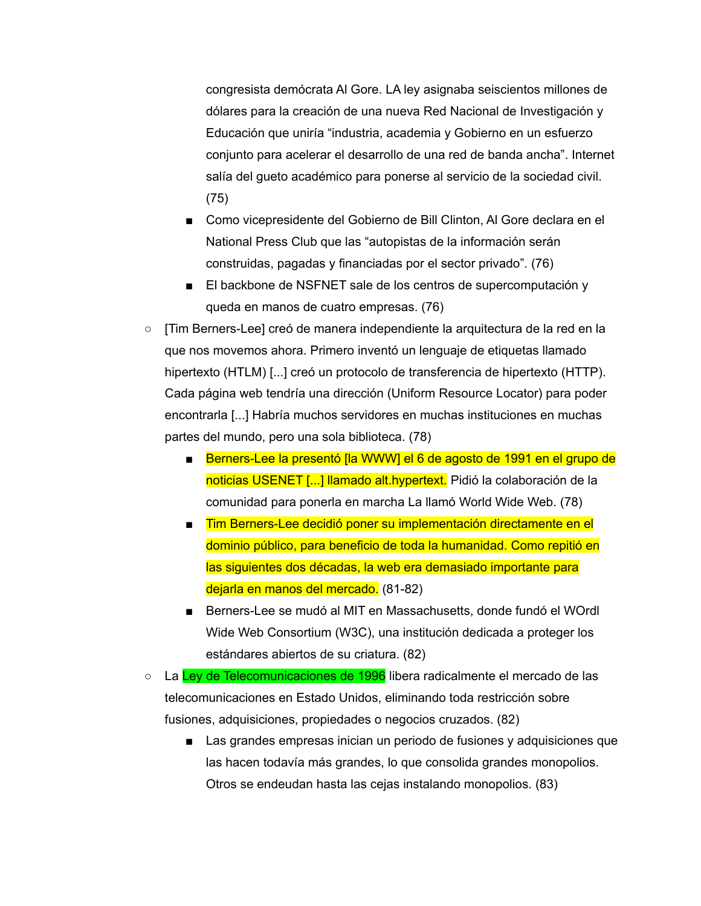congresista demócrata Al Gore. LA ley asignaba seiscientos millones de dólares para la creación de una nueva Red Nacional de Investigación y Educación que uniría "industria, academia y Gobierno en un esfuerzo conjunto para acelerar el desarrollo de una red de banda ancha". Internet salía del gueto académico para ponerse al servicio de la sociedad civil. (75)

    - Como vicepresidente del Gobierno de Bill Clinton, Al Gore declara en el National Press Club que las "autopistas de la información serán construidas, pagadas y financiadas por el sector privado". (76)
    - El backbone de NSFNET sale de los centros de supercomputación y queda en manos de cuatro empresas. (76)

- [Tim Berners-Lee] creó de manera independiente la arquitectura de la red en la que nos movemos ahora. Primero inventó un lenguaje de etiquetas llamado hipertexto (HTLM) [...] creó un protocolo de transferencia de hipertexto (HTTP). Cada página web tendría una dirección (Uniform Resource Locator) para poder encontrarla [...] Habría muchos servidores en muchas instituciones en muchas partes del mundo, pero una sola biblioteca. (78)
    - Berners-Lee la presentó [la WWW] el 6 de agosto de 1991 en el grupo de noticias USENET [...] llamado alt.hypertext. Pidió la colaboración de la comunidad para ponerla en marcha La llamó World Wide Web. (78)
    - Tim Berners-Lee decidió poner su implementación directamente en el dominio público, para beneficio de toda la humanidad. Como repitió en las siguientes dos décadas, la web era demasiado importante para dejarla en manos del mercado. (81-82)
    - Berners-Lee se mudó al MIT en Massachusetts, donde fundó el WOrdl Wide Web Consortium (W3C), una institución dedicada a proteger los estándares abiertos de su criatura. (82)
- La Ley de Telecomunicaciones de 1996 libera radicalmente el mercado de las telecomunicaciones en Estado Unidos, eliminando toda restricción sobre fusiones, adquisiciones, propiedades o negocios cruzados. (82)
    - Las grandes empresas inician un periodo de fusiones y adquisiciones que las hacen todavía más grandes, lo que consolida grandes monopolios. Otros se endeudan hasta las cejas instalando monopolios. (83)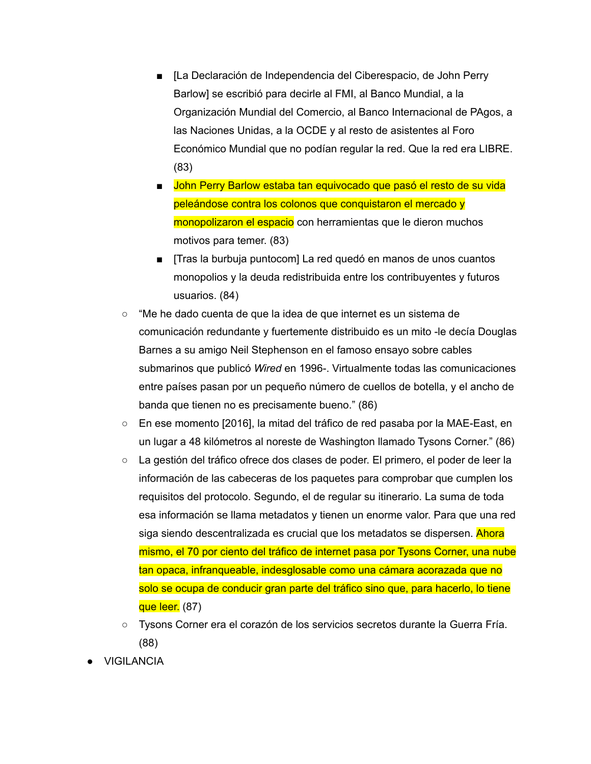- [La Declaración de Independencia del Ciberespacio, de John Perry Barlow] se escribió para decirle al FMI, al Banco Mundial, a la Organización Mundial del Comercio, al Banco Internacional de PAgos, a las Naciones Unidas, a la OCDE y al resto de asistentes al Foro Económico Mundial que no podían regular la red. Que la red era LIBRE. (83)
    - John Perry Barlow estaba tan equivocado que pasó el resto de su vida peleándose contra los colonos que conquistaron el mercado y monopolizaron el espacio con herramientas que le dieron muchos motivos para temer. (83)
    - [Tras la burbuja puntocom] La red quedó en manos de unos cuantos monopolios y la deuda redistribuida entre los contribuyentes y futuros usuarios. (84)
  - "Me he dado cuenta de que la idea de que internet es un sistema de comunicación redundante y fuertemente distribuido es un mito -le decía Douglas Barnes a su amigo Neil Stephenson en el famoso ensayo sobre cables submarinos que publicó *Wired* en 1996-. Virtualmente todas las comunicaciones entre países pasan por un pequeño número de cuellos de botella, y el ancho de banda que tienen no es precisamente bueno." (86)
  - En ese momento [2016], la mitad del tráfico de red pasaba por la MAE-East, en un lugar a 48 kilómetros al noreste de Washington llamado Tysons Corner." (86)
  - La gestión del tráfico ofrece dos clases de poder. El primero, el poder de leer la información de las cabeceras de los paquetes para comprobar que cumplen los requisitos del protocolo. Segundo, el de regular su itinerario. La suma de toda esa información se llama metadatos y tienen un enorme valor. Para que una red siga siendo descentralizada es crucial que los metadatos se dispersen. Ahora mismo, el 70 por ciento del tráfico de internet pasa por Tysons Corner, una nube tan opaca, infranqueable, indesglosable como una cámara acorazada que no solo se ocupa de conducir gran parte del tráfico sino que, para hacerlo, lo tiene que leer. (87)
  - Tysons Corner era el corazón de los servicios secretos durante la Guerra Fría. (88)
- VIGILANCIA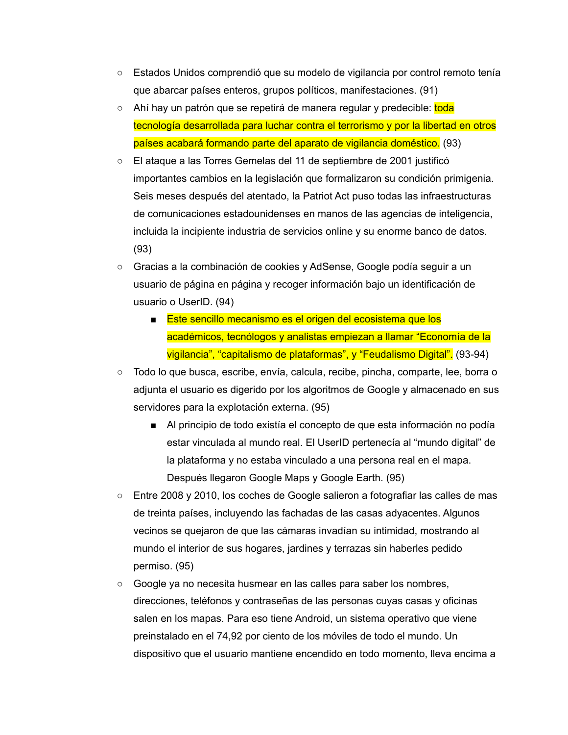- Estados Unidos comprendió que su modelo de vigilancia por control remoto tenía que abarcar países enteros, grupos políticos, manifestaciones. (91)
- Ahí hay un patrón que se repetirá de manera regular y predecible: toda tecnología desarrollada para luchar contra el terrorismo y por la libertad en otros países acabará formando parte del aparato de vigilancia doméstico. (93)
- El ataque a las Torres Gemelas del 11 de septiembre de 2001 justificó importantes cambios en la legislación que formalizaron su condición primigenia. Seis meses después del atentado, la Patriot Act puso todas las infraestructuras de comunicaciones estadounidenses en manos de las agencias de inteligencia, incluida la incipiente industria de servicios online y su enorme banco de datos. (93)
- Gracias a la combinación de cookies y AdSense, Google podía seguir a un usuario de página en página y recoger información bajo un identificación de usuario o UserID. (94)
  - Este sencillo mecanismo es el origen del ecosistema que los académicos, tecnólogos y analistas empiezan a llamar “Economía de la vigilancia”, “capitalismo de plataformas”, y “Feudalismo Digital”. (93-94)
- Todo lo que busca, escribe, envía, calcula, recibe, pincha, comparte, lee, borra o adjunta el usuario es digerido por los algoritmos de Google y almacenado en sus servidores para la explotación externa. (95)
  - Al principio de todo existía el concepto de que esta información no podía estar vinculada al mundo real. El UserID pertenecía al “mundo digital” de la plataforma y no estaba vinculado a una persona real en el mapa. Después llegaron Google Maps y Google Earth. (95)
- Entre 2008 y 2010, los coches de Google salieron a fotografiar las calles de mas de treinta países, incluyendo las fachadas de las casas adyacentes. Algunos vecinos se quejaron de que las cámaras invadían su intimidad, mostrando al mundo el interior de sus hogares, jardines y terrazas sin haberles pedido permiso. (95)
- Google ya no necesita husmear en las calles para saber los nombres, direcciones, teléfonos y contraseñas de las personas cuyas casas y oficinas salen en los mapas. Para eso tiene Android, un sistema operativo que viene preinstalado en el 74,92 por ciento de los móviles de todo el mundo. Un dispositivo que el usuario mantiene encendido en todo momento, lleva encima a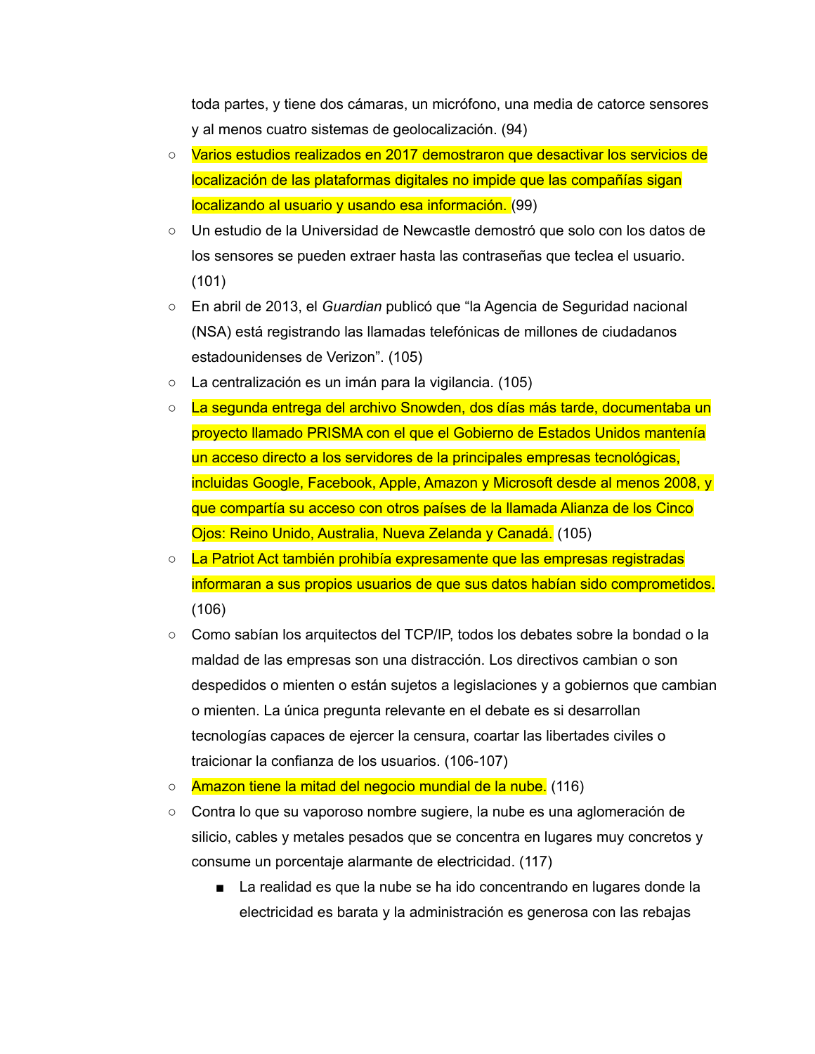toda partes, y tiene dos cámaras, un micrófono, una media de catorce sensores y al menos cuatro sistemas de geolocalización. (94)

- Varios estudios realizados en 2017 demostraron que desactivar los servicios de localización de las plataformas digitales no impide que las compañías sigan localizando al usuario y usando esa información. (99)
- Un estudio de la Universidad de Newcastle demostró que solo con los datos de los sensores se pueden extraer hasta las contraseñas que teclea el usuario. (101)
- En abril de 2013, el *Guardian* publicó que "la Agencia de Seguridad nacional (NSA) está registrando las llamadas telefónicas de millones de ciudadanos estadounidenses de Verizon". (105)
- La centralización es un imán para la vigilancia. (105)
- La segunda entrega del archivo Snowden, dos días más tarde, documentaba un proyecto llamado PRISMA con el que el Gobierno de Estados Unidos mantenía un acceso directo a los servidores de la principales empresas tecnológicas, incluidas Google, Facebook, Apple, Amazon y Microsoft desde al menos 2008, y que compartía su acceso con otros países de la llamada Alianza de los Cinco Ojos: Reino Unido, Australia, Nueva Zelanda y Canadá. (105)
- La Patriot Act también prohibía expresamente que las empresas registradas informaran a sus propios usuarios de que sus datos habían sido comprometidos. (106)
- Como sabían los arquitectos del TCP/IP, todos los debates sobre la bondad o la maldad de las empresas son una distracción. Los directivos cambian o son despedidos o mienten o están sujetos a legislaciones y a gobiernos que cambian o mienten. La única pregunta relevante en el debate es si desarrollan tecnologías capaces de ejercer la censura, coartar las libertades civiles o traicionar la confianza de los usuarios. (106-107)
- Amazon tiene la mitad del negocio mundial de la nube. (116)
- Contra lo que su vaporoso nombre sugiere, la nube es una aglomeración de silicio, cables y metales pesados que se concentra en lugares muy concretos y consume un porcentaje alarmante de electricidad. (117)
  - La realidad es que la nube se ha ido concentrando en lugares donde la electricidad es barata y la administración es generosa con las rebajas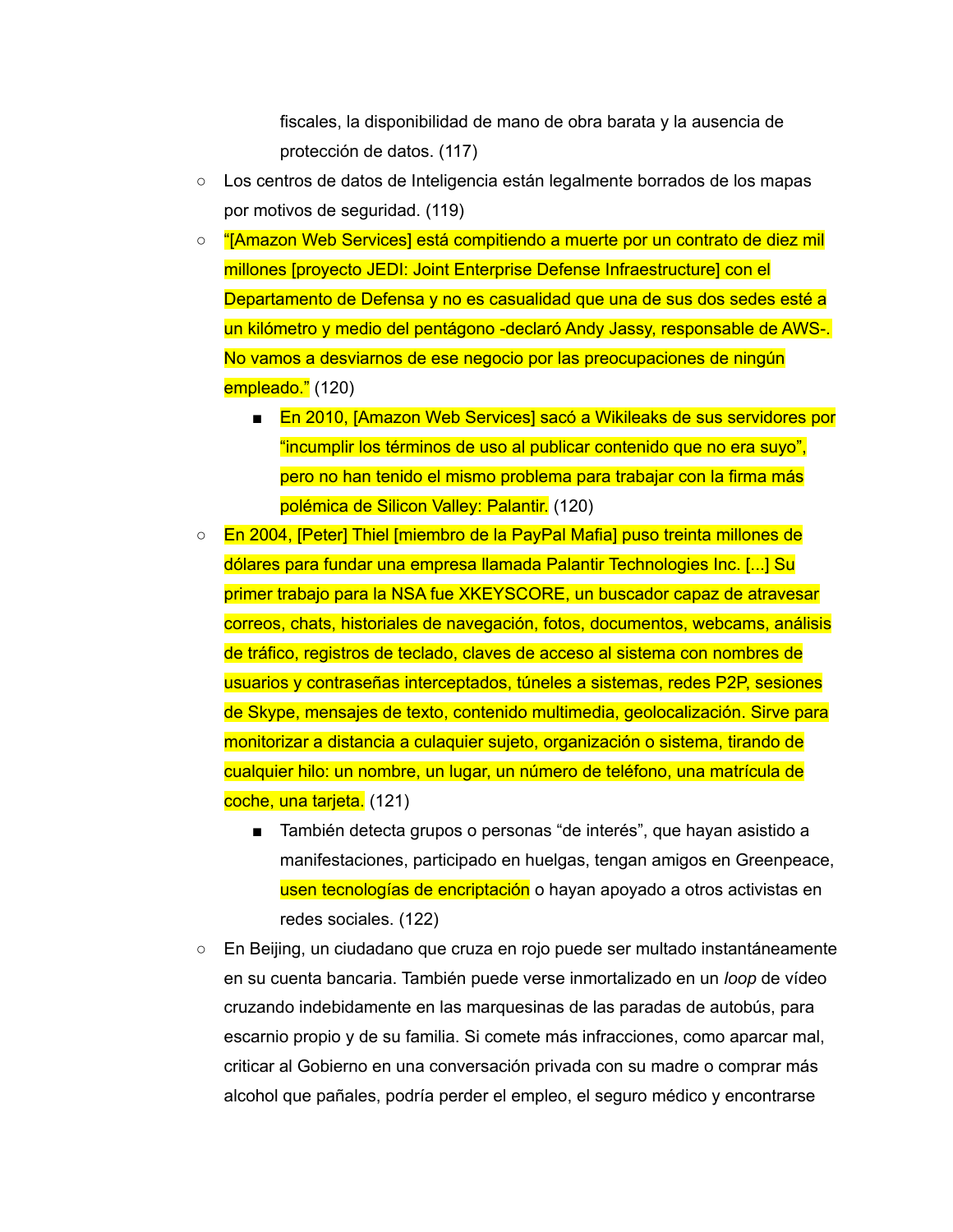fiscales, la disponibilidad de mano de obra barata y la ausencia de protección de datos. (117)

- Los centros de datos de Inteligencia están legalmente borrados de los mapas por motivos de seguridad. (119)
- "[Amazon Web Services] está compitiendo a muerte por un contrato de diez mil millones [proyecto JEDI: Joint Enterprise Defense Infraestructure] con el Departamento de Defensa y no es casualidad que una de sus dos sedes esté a un kilómetro y medio del pentágono -declaró Andy Jassy, responsable de AWS-. No vamos a desviarnos de ese negocio por las preocupaciones de ningún empleado." (120)
  - En 2010, [Amazon Web Services] sacó a Wikileaks de sus servidores por "incumplir los términos de uso al publicar contenido que no era suyo", pero no han tenido el mismo problema para trabajar con la firma más polémica de Silicon Valley: Palantir. (120)
- En 2004, [Peter] Thiel [miembro de la PayPal Mafia] puso treinta millones de dólares para fundar una empresa llamada Palantir Technologies Inc. [...] Su primer trabajo para la NSA fue XKEYSCORE, un buscador capaz de atravesar correos, chats, historiales de navegación, fotos, documentos, webcams, análisis de tráfico, registros de teclado, claves de acceso al sistema con nombres de usuarios y contraseñas interceptados, túneles a sistemas, redes P2P, sesiones de Skype, mensajes de texto, contenido multimedia, geolocalización. Sirve para monitorizar a distancia a culaquier sujeto, organización o sistema, tirando de cualquier hilo: un nombre, un lugar, un número de teléfono, una matrícula de coche, una tarjeta. (121)
  - También detecta grupos o personas "de interés", que hayan asistido a manifestaciones, participado en huelgas, tengan amigos en Greenpeace, usen tecnologías de encriptación o hayan apoyado a otros activistas en redes sociales. (122)
- En Beijing, un ciudadano que cruza en rojo puede ser multado instantáneamente en su cuenta bancaria. También puede verse inmortalizado en un *loop* de vídeo cruzando indebidamente en las marquesinas de las paradas de autobús, para escarnio propio y de su familia. Si comete más infracciones, como aparcar mal, criticar al Gobierno en una conversación privada con su madre o comprar más alcohol que pañales, podría perder el empleo, el seguro médico y encontrarse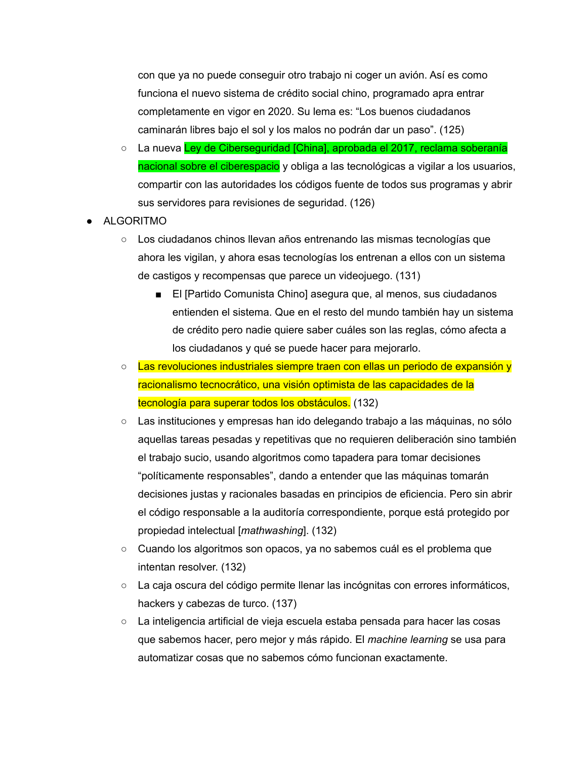con que ya no puede conseguir otro trabajo ni coger un avión. Así es como funciona el nuevo sistema de crédito social chino, programado apra entrar completamente en vigor en 2020. Su lema es: "Los buenos ciudadanos caminarán libres bajo el sol y los malos no podrán dar un paso". (125)

- La nueva Ley de Ciberseguridad [China], aprobada el 2017, reclama soberanía nacional sobre el ciberespacio y obliga a las tecnológicas a vigilar a los usuarios, compartir con las autoridades los códigos fuente de todos sus programas y abrir sus servidores para revisiones de seguridad. (126)

- ALGORITMO
  - Los ciudadanos chinos llevan años entrenando las mismas tecnologías que ahora les vigilan, y ahora esas tecnologías los entrenan a ellos con un sistema de castigos y recompensas que parece un videojuego. (131)
    - El [Partido Comunista Chino] asegura que, al menos, sus ciudadanos entienden el sistema. Que en el resto del mundo también hay un sistema de crédito pero nadie quiere saber cuáles son las reglas, cómo afecta a los ciudadanos y qué se puede hacer para mejorarlo.
  - Las revoluciones industriales siempre traen con ellas un periodo de expansión y racionalismo tecnocrático, una visión optimista de las capacidades de la tecnología para superar todos los obstáculos. (132)
  - Las instituciones y empresas han ido delegando trabajo a las máquinas, no sólo aquellas tareas pesadas y repetitivas que no requieren deliberación sino también el trabajo sucio, usando algoritmos como tapadera para tomar decisiones "políticamente responsables", dando a entender que las máquinas tomarán decisiones justas y racionales basadas en principios de eficiencia. Pero sin abrir el código responsable a la auditoría correspondiente, porque está protegido por propiedad intelectual [*mathwashing*]. (132)
  - Cuando los algoritmos son opacos, ya no sabemos cuál es el problema que intentan resolver. (132)
  - La caja oscura del código permite llenar las incógnitas con errores informáticos, hackers y cabezas de turco. (137)
  - La inteligencia artificial de vieja escuela estaba pensada para hacer las cosas que sabemos hacer, pero mejor y más rápido. El *machine learning* se usa para automatizar cosas que no sabemos cómo funcionan exactamente.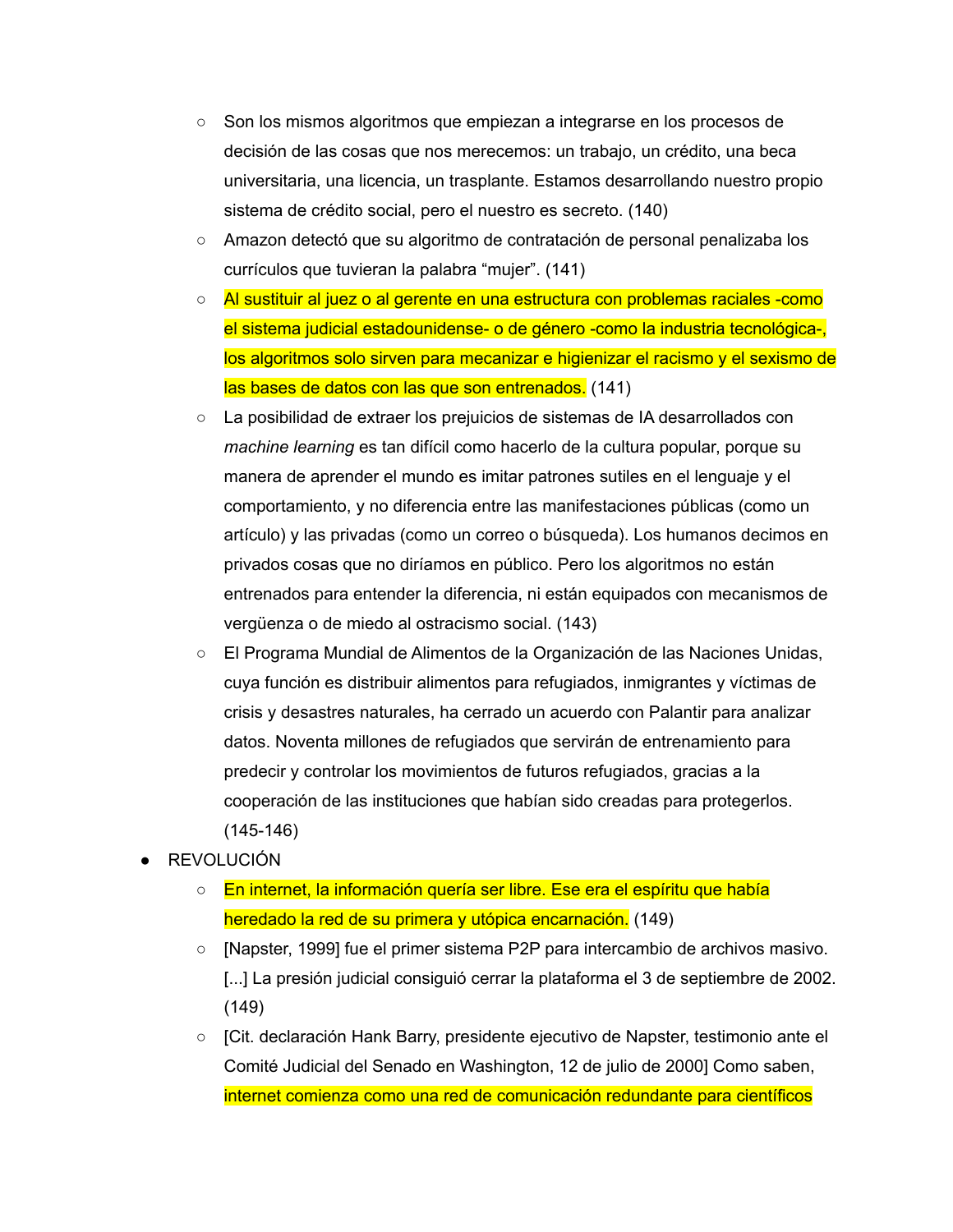- Son los mismos algoritmos que empiezan a integrarse en los procesos de decisión de las cosas que nos merecemos: un trabajo, un crédito, una beca universitaria, una licencia, un trasplante. Estamos desarrollando nuestro propio sistema de crédito social, pero el nuestro es secreto. (140)
- Amazon detectó que su algoritmo de contratación de personal penalizaba los currículos que tuvieran la palabra "mujer". (141)
- Al sustituir al juez o al gerente en una estructura con problemas raciales -como el sistema judicial estadounidense- o de género -como la industria tecnológica-, los algoritmos solo sirven para mecanizar e higienizar el racismo y el sexismo de las bases de datos con las que son entrenados. (141)
- La posibilidad de extraer los prejuicios de sistemas de IA desarrollados con *machine learning* es tan difícil como hacerlo de la cultura popular, porque su manera de aprender el mundo es imitar patrones sutiles en el lenguaje y el comportamiento, y no diferencia entre las manifestaciones públicas (como un artículo) y las privadas (como un correo o búsqueda). Los humanos decimos en privados cosas que no diríamos en público. Pero los algoritmos no están entrenados para entender la diferencia, ni están equipados con mecanismos de vergüenza o de miedo al ostracismo social. (143)
- El Programa Mundial de Alimentos de la Organización de las Naciones Unidas, cuya función es distribuir alimentos para refugiados, inmigrantes y víctimas de crisis y desastres naturales, ha cerrado un acuerdo con Palantir para analizar datos. Noventa millones de refugiados que servirán de entrenamiento para predecir y controlar los movimientos de futuros refugiados, gracias a la cooperación de las instituciones que habían sido creadas para protegerlos. (145-146)

- REVOLUCIÓN
  - En internet, la información quería ser libre. Ese era el espíritu que había heredado la red de su primera y utópica encarnación. (149)
  - [Napster, 1999] fue el primer sistema P2P para intercambio de archivos masivo. [...] La presión judicial consiguió cerrar la plataforma el 3 de septiembre de 2002. (149)
  - [Cit. declaración Hank Barry, presidente ejecutivo de Napster, testimonio ante el Comité Judicial del Senado en Washington, 12 de julio de 2000] Como saben, internet comienza como una red de comunicación redundante para científicos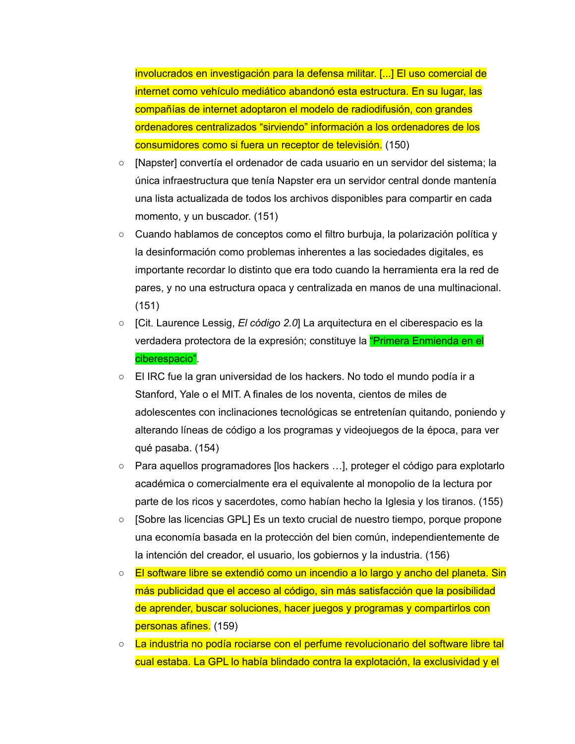involucrados en investigación para la defensa militar. [...] El uso comercial de internet como vehículo mediático abandonó esta estructura. En su lugar, las compañías de internet adoptaron el modelo de radiodifusión, con grandes ordenadores centralizados "sirviendo" información a los ordenadores de los consumidores como si fuera un receptor de televisión. (150)

- [Napster] convertía el ordenador de cada usuario en un servidor del sistema; la única infraestructura que tenía Napster era un servidor central donde mantenía una lista actualizada de todos los archivos disponibles para compartir en cada momento, y un buscador. (151)
- Cuando hablamos de conceptos como el filtro burbuja, la polarización política y la desinformación como problemas inherentes a las sociedades digitales, es importante recordar lo distinto que era todo cuando la herramienta era la red de pares, y no una estructura opaca y centralizada en manos de una multinacional. (151)
- [Cit. Laurence Lessig, *El código 2.0*] La arquitectura en el ciberespacio es la verdadera protectora de la expresión; constituye la "Primera Enmienda en el ciberespacio".
- El IRC fue la gran universidad de los hackers. No todo el mundo podía ir a Stanford, Yale o el MIT. A finales de los noventa, cientos de miles de adolescentes con inclinaciones tecnológicas se entretenían quitando, poniendo y alterando líneas de código a los programas y videojuegos de la época, para ver qué pasaba. (154)
- Para aquellos programadores [los hackers …], proteger el código para explotarlo académica o comercialmente era el equivalente al monopolio de la lectura por parte de los ricos y sacerdotes, como habían hecho la Iglesia y los tiranos. (155)
- [Sobre las licencias GPL] Es un texto crucial de nuestro tiempo, porque propone una economía basada en la protección del bien común, independientemente de la intención del creador, el usuario, los gobiernos y la industria. (156)
- El software libre se extendió como un incendio a lo largo y ancho del planeta. Sin más publicidad que el acceso al código, sin más satisfacción que la posibilidad de aprender, buscar soluciones, hacer juegos y programas y compartirlos con personas afines. (159)
- La industria no podía rociarse con el perfume revolucionario del software libre tal cual estaba. La GPL lo había blindado contra la explotación, la exclusividad y el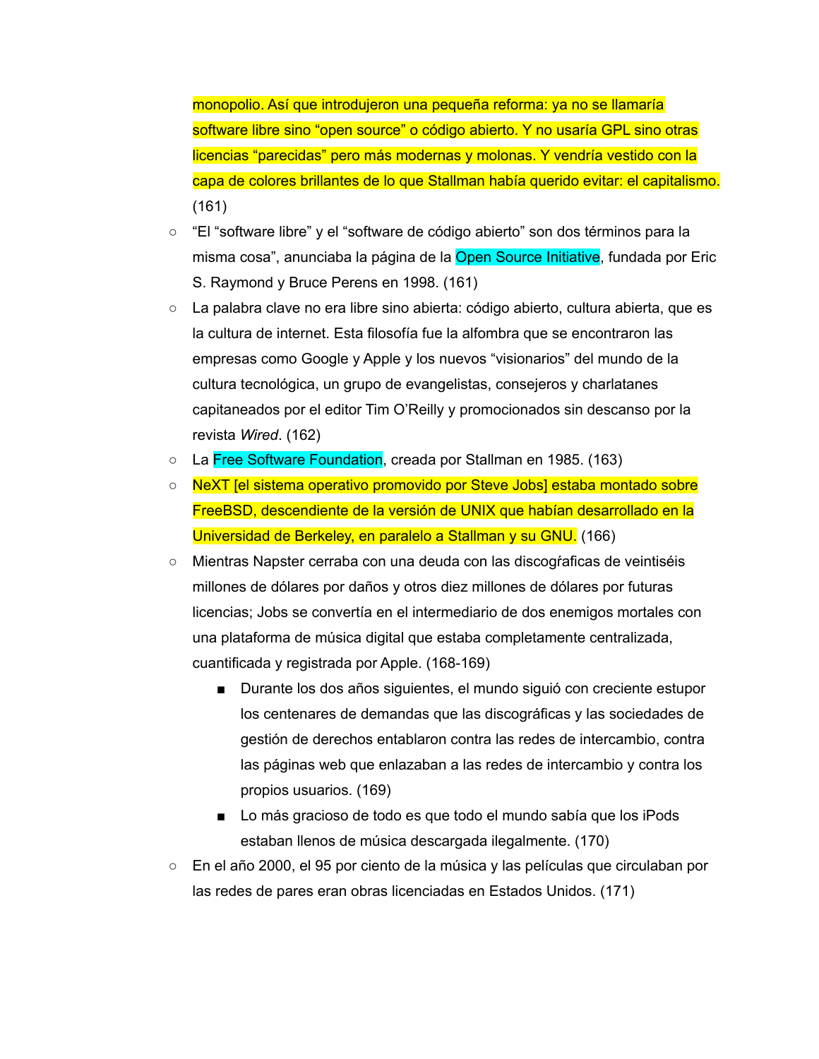monopolio. Así que introdujeron una pequeña reforma: ya no se llamaría software libre sino "open source" o código abierto. Y no usaría GPL sino otras licencias "parecidas" pero más modernas y molonas. Y vendría vestido con la capa de colores brillantes de lo que Stallman había querido evitar: el capitalismo. (161)

- "El "software libre" y el "software de código abierto" son dos términos para la misma cosa", anunciaba la página de la Open Source Initiative, fundada por Eric S. Raymond y Bruce Perens en 1998. (161)
- La palabra clave no era libre sino abierta: código abierto, cultura abierta, que es la cultura de internet. Esta filosofía fue la alfombra que se encontraron las empresas como Google y Apple y los nuevos "visionarios" del mundo de la cultura tecnológica, un grupo de evangelistas, consejeros y charlatanes capitaneados por el editor Tim O'Reilly y promocionados sin descanso por la revista *Wired*. (162)
- La Free Software Foundation, creada por Stallman en 1985. (163)
- NeXT [el sistema operativo promovido por Steve Jobs] estaba montado sobre FreeBSD, descendiente de la versión de UNIX que habían desarrollado en la Universidad de Berkeley, en paralelo a Stallman y su GNU. (166)
- Mientras Napster cerraba con una deuda con las discogŕaficas de veintiséis millones de dólares por daños y otros diez millones de dólares por futuras licencias; Jobs se convertía en el intermediario de dos enemigos mortales con una plataforma de música digital que estaba completamente centralizada, cuantificada y registrada por Apple. (168-169)
  - Durante los dos años siguientes, el mundo siguió con creciente estupor los centenares de demandas que las discográficas y las sociedades de gestión de derechos entablaron contra las redes de intercambio, contra las páginas web que enlazaban a las redes de intercambio y contra los propios usuarios. (169)
  - Lo más gracioso de todo es que todo el mundo sabía que los iPods estaban llenos de música descargada ilegalmente. (170)
- En el año 2000, el 95 por ciento de la música y las películas que circulaban por las redes de pares eran obras licenciadas en Estados Unidos. (171)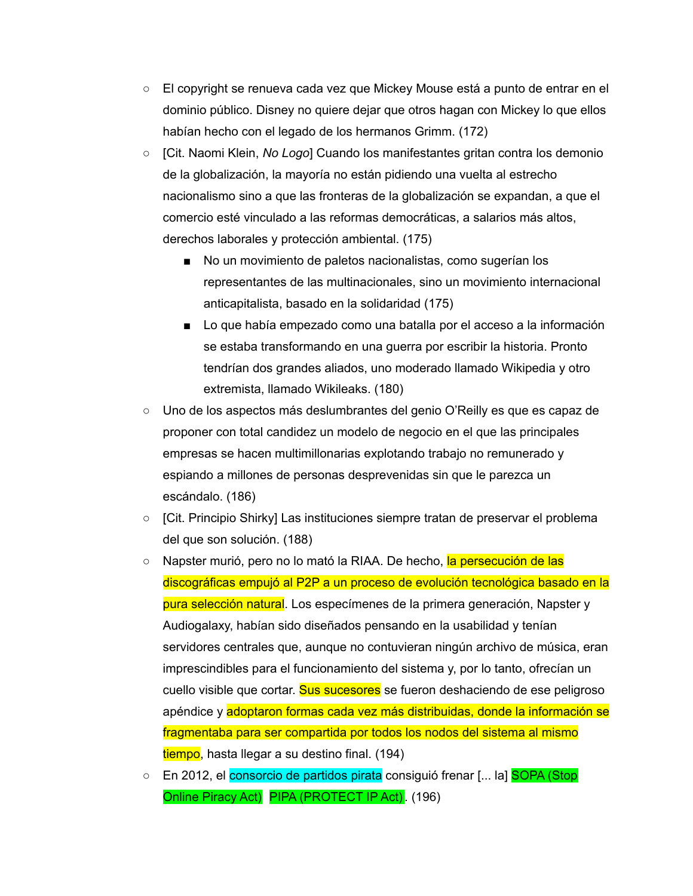- El copyright se renueva cada vez que Mickey Mouse está a punto de entrar en el dominio público. Disney no quiere dejar que otros hagan con Mickey lo que ellos habían hecho con el legado de los hermanos Grimm. (172)
- [Cit. Naomi Klein, *No Logo*] Cuando los manifestantes gritan contra los demonio de la globalización, la mayoría no están pidiendo una vuelta al estrecho nacionalismo sino a que las fronteras de la globalización se expandan, a que el comercio esté vinculado a las reformas democráticas, a salarios más altos, derechos laborales y protección ambiental. (175)
    - No un movimiento de paletos nacionalistas, como sugerían los representantes de las multinacionales, sino un movimiento internacional anticapitalista, basado en la solidaridad (175)
    - Lo que había empezado como una batalla por el acceso a la información se estaba transformando en una guerra por escribir la historia. Pronto tendrían dos grandes aliados, uno moderado llamado Wikipedia y otro extremista, llamado Wikileaks. (180)
- Uno de los aspectos más deslumbrantes del genio O'Reilly es que es capaz de proponer con total candidez un modelo de negocio en el que las principales empresas se hacen multimillonarias explotando trabajo no remunerado y espiando a millones de personas desprevenidas sin que le parezca un escándalo. (186)
- [Cit. Principio Shirky] Las instituciones siempre tratan de preservar el problema del que son solución. (188)
- Napster murió, pero no lo mató la RIAA. De hecho, la persecución de las discográficas empujó al P2P a un proceso de evolución tecnológica basado en la pura selección natural. Los especímenes de la primera generación, Napster y Audiogalaxy, habían sido diseñados pensando en la usabilidad y tenían servidores centrales que, aunque no contuvieran ningún archivo de música, eran imprescindibles para el funcionamiento del sistema y, por lo tanto, ofrecían un cuello visible que cortar. Sus sucesores se fueron deshaciendo de ese peligroso apéndice y adoptaron formas cada vez más distribuidas, donde la información se fragmentaba para ser compartida por todos los nodos del sistema al mismo tiempo, hasta llegar a su destino final. (194)
- En 2012, el consorcio de partidos pirata consiguió frenar [... la] SOPA (Stop Online Piracy Act) PIPA (PROTECT IP Act). (196)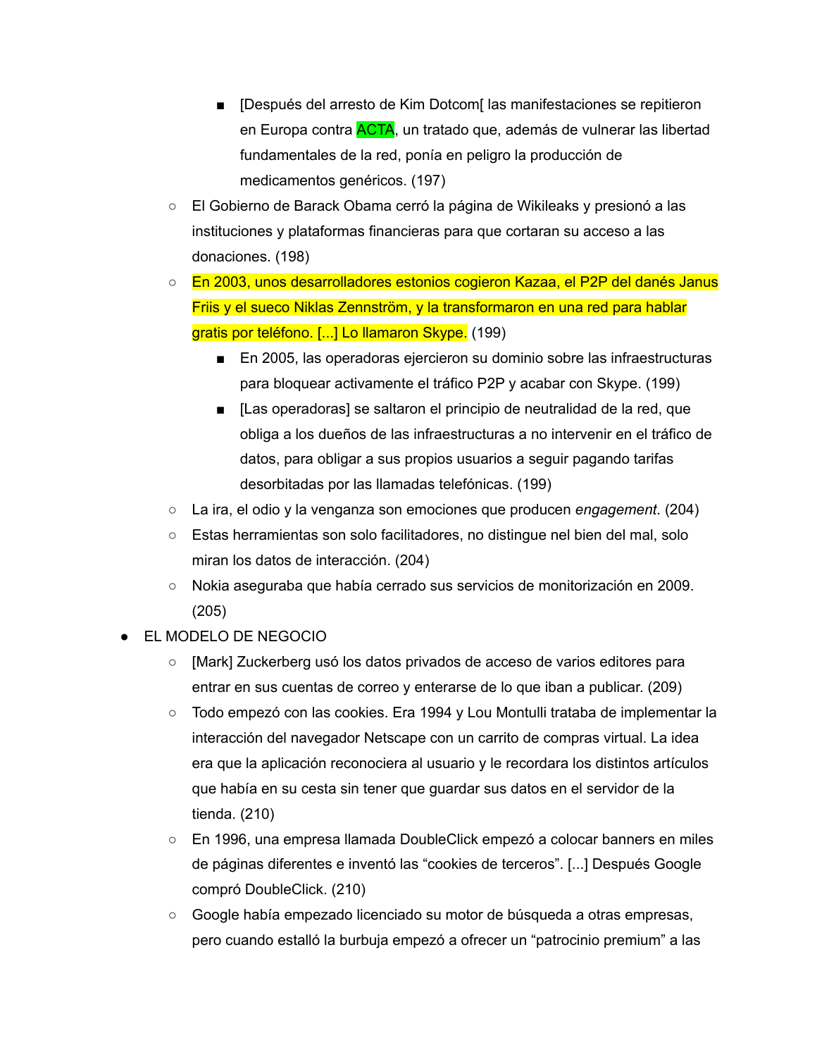- [Después del arresto de Kim Dotcom[ las manifestaciones se repitieron en Europa contra ACTA, un tratado que, además de vulnerar las libertad fundamentales de la red, ponía en peligro la producción de medicamentos genéricos. (197)
    - El Gobierno de Barack Obama cerró la página de Wikileaks y presionó a las instituciones y plataformas financieras para que cortaran su acceso a las donaciones. (198)
    - En 2003, unos desarrolladores estonios cogieron Kazaa, el P2P del danés Janus Friis y el sueco Niklas Zennström, y la transformaron en una red para hablar gratis por teléfono. [...] Lo llamaron Skype. (199)
        - En 2005, las operadoras ejercieron su dominio sobre las infraestructuras para bloquear activamente el tráfico P2P y acabar con Skype. (199)
        - [Las operadoras] se saltaron el principio de neutralidad de la red, que obliga a los dueños de las infraestructuras a no intervenir en el tráfico de datos, para obligar a sus propios usuarios a seguir pagando tarifas desorbitadas por las llamadas telefónicas. (199)
    - La ira, el odio y la venganza son emociones que producen *engagement*. (204)
    - Estas herramientas son solo facilitadores, no distingue nel bien del mal, solo miran los datos de interacción. (204)
    - Nokia aseguraba que había cerrado sus servicios de monitorización en 2009. (205)
- EL MODELO DE NEGOCIO
    - [Mark] Zuckerberg usó los datos privados de acceso de varios editores para entrar en sus cuentas de correo y enterarse de lo que iban a publicar. (209)
    - Todo empezó con las cookies. Era 1994 y Lou Montulli trataba de implementar la interacción del navegador Netscape con un carrito de compras virtual. La idea era que la aplicación reconociera al usuario y le recordara los distintos artículos que había en su cesta sin tener que guardar sus datos en el servidor de la tienda. (210)
    - En 1996, una empresa llamada DoubleClick empezó a colocar banners en miles de páginas diferentes e inventó las "cookies de terceros". [...] Después Google compró DoubleClick. (210)
    - Google había empezado licenciado su motor de búsqueda a otras empresas, pero cuando estalló la burbuja empezó a ofrecer un "patrocinio premium" a las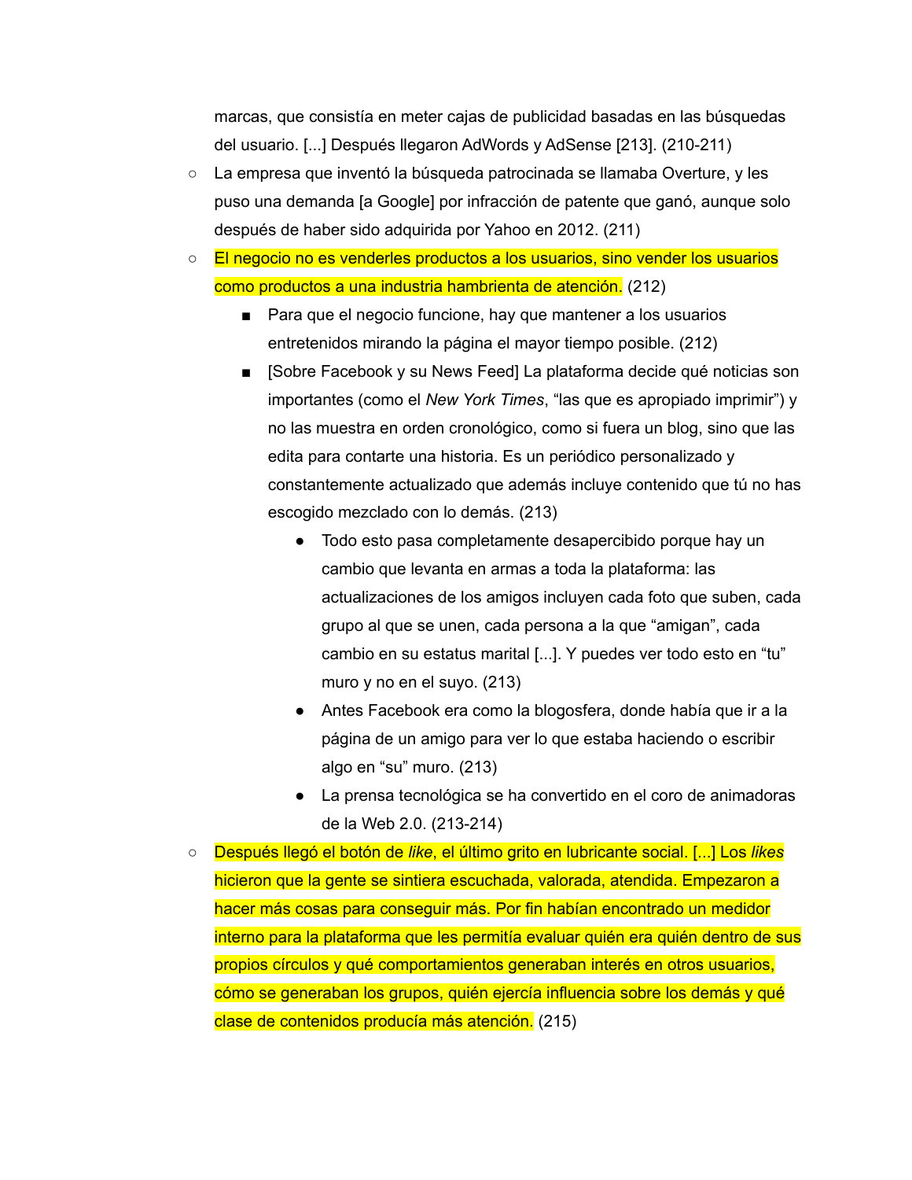marcas, que consistía en meter cajas de publicidad basadas en las búsquedas del usuario. [...] Después llegaron AdWords y AdSense [213]. (210-211)

- La empresa que inventó la búsqueda patrocinada se llamaba Overture, y les puso una demanda [a Google] por infracción de patente que ganó, aunque solo después de haber sido adquirida por Yahoo en 2012. (211)
- El negocio no es venderles productos a los usuarios, sino vender los usuarios como productos a una industria hambrienta de atención. (212)
    - Para que el negocio funcione, hay que mantener a los usuarios entretenidos mirando la página el mayor tiempo posible. (212)
    - [Sobre Facebook y su News Feed] La plataforma decide qué noticias son importantes (como el *New York Times*, "las que es apropiado imprimir") y no las muestra en orden cronológico, como si fuera un blog, sino que las edita para contarte una historia. Es un periódico personalizado y constantemente actualizado que además incluye contenido que tú no has escogido mezclado con lo demás. (213)
        - Todo esto pasa completamente desapercibido porque hay un cambio que levanta en armas a toda la plataforma: las actualizaciones de los amigos incluyen cada foto que suben, cada grupo al que se unen, cada persona a la que "amigan", cada cambio en su estatus marital [...]. Y puedes ver todo esto en "tu" muro y no en el suyo. (213)
        - Antes Facebook era como la blogosfera, donde había que ir a la página de un amigo para ver lo que estaba haciendo o escribir algo en "su" muro. (213)
        - La prensa tecnológica se ha convertido en el coro de animadoras de la Web 2.0. (213-214)
- Después llegó el botón de *like*, el último grito en lubricante social. [...] Los *likes* hicieron que la gente se sintiera escuchada, valorada, atendida. Empezaron a hacer más cosas para conseguir más. Por fin habían encontrado un medidor interno para la plataforma que les permitía evaluar quién era quién dentro de sus propios círculos y qué comportamientos generaban interés en otros usuarios, cómo se generaban los grupos, quién ejercía influencia sobre los demás y qué clase de contenidos producía más atención. (215)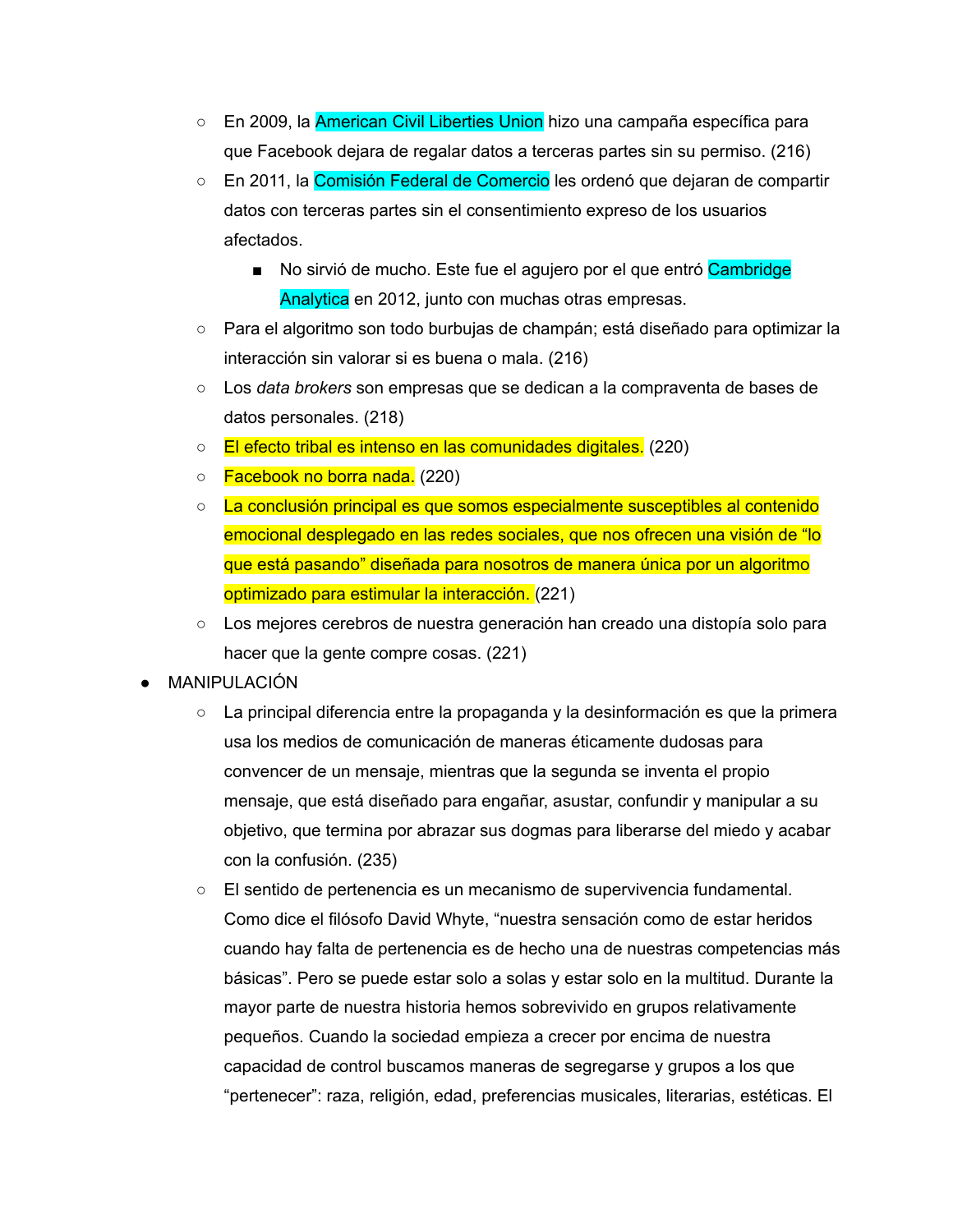- En 2009, la American Civil Liberties Union hizo una campaña específica para que Facebook dejara de regalar datos a terceras partes sin su permiso. (216)
  - En 2011, la Comisión Federal de Comercio les ordenó que dejaran de compartir datos con terceras partes sin el consentimiento expreso de los usuarios afectados.
    - No sirvió de mucho. Este fue el agujero por el que entró Cambridge Analytica en 2012, junto con muchas otras empresas.
  - Para el algoritmo son todo burbujas de champán; está diseñado para optimizar la interacción sin valorar si es buena o mala. (216)
  - Los *data brokers* son empresas que se dedican a la compraventa de bases de datos personales. (218)
  - El efecto tribal es intenso en las comunidades digitales. (220)
  - Facebook no borra nada. (220)
  - La conclusión principal es que somos especialmente susceptibles al contenido emocional desplegado en las redes sociales, que nos ofrecen una visión de "lo que está pasando" diseñada para nosotros de manera única por un algoritmo optimizado para estimular la interacción. (221)
  - Los mejores cerebros de nuestra generación han creado una distopía solo para hacer que la gente compre cosas. (221)
- MANIPULACIÓN
  - La principal diferencia entre la propaganda y la desinformación es que la primera usa los medios de comunicación de maneras éticamente dudosas para convencer de un mensaje, mientras que la segunda se inventa el propio mensaje, que está diseñado para engañar, asustar, confundir y manipular a su objetivo, que termina por abrazar sus dogmas para liberarse del miedo y acabar con la confusión. (235)
  - El sentido de pertenencia es un mecanismo de supervivencia fundamental. Como dice el filósofo David Whyte, "nuestra sensación como de estar heridos cuando hay falta de pertenencia es de hecho una de nuestras competencias más básicas". Pero se puede estar solo a solas y estar solo en la multitud. Durante la mayor parte de nuestra historia hemos sobrevivido en grupos relativamente pequeños. Cuando la sociedad empieza a crecer por encima de nuestra capacidad de control buscamos maneras de segregarse y grupos a los que "pertenecer": raza, religión, edad, preferencias musicales, literarias, estéticas. El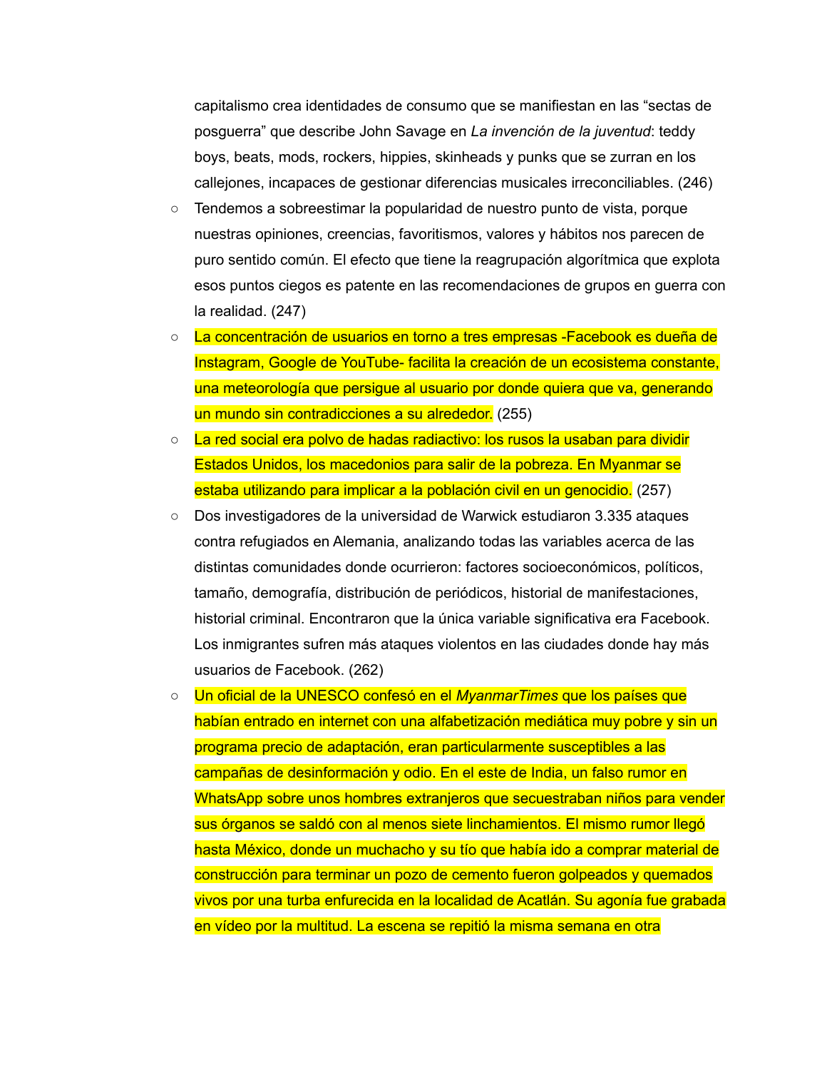capitalismo crea identidades de consumo que se manifiestan en las "sectas de posguerra" que describe John Savage en *La invención de la juventud*: teddy boys, beats, mods, rockers, hippies, skinheads y punks que se zurran en los callejones, incapaces de gestionar diferencias musicales irreconciliables. (246)

- Tendemos a sobreestimar la popularidad de nuestro punto de vista, porque nuestras opiniones, creencias, favoritismos, valores y hábitos nos parecen de puro sentido común. El efecto que tiene la reagrupación algorítmica que explota esos puntos ciegos es patente en las recomendaciones de grupos en guerra con la realidad. (247)
- La concentración de usuarios en torno a tres empresas -Facebook es dueña de Instagram, Google de YouTube- facilita la creación de un ecosistema constante, una meteorología que persigue al usuario por donde quiera que va, generando un mundo sin contradicciones a su alrededor. (255)
- La red social era polvo de hadas radiactivo: los rusos la usaban para dividir Estados Unidos, los macedonios para salir de la pobreza. En Myanmar se estaba utilizando para implicar a la población civil en un genocidio. (257)
- Dos investigadores de la universidad de Warwick estudiaron 3.335 ataques contra refugiados en Alemania, analizando todas las variables acerca de las distintas comunidades donde ocurrieron: factores socioeconómicos, políticos, tamaño, demografía, distribución de periódicos, historial de manifestaciones, historial criminal. Encontraron que la única variable significativa era Facebook. Los inmigrantes sufren más ataques violentos en las ciudades donde hay más usuarios de Facebook. (262)
- Un oficial de la UNESCO confesó en el *MyanmarTimes* que los países que habían entrado en internet con una alfabetización mediática muy pobre y sin un programa precio de adaptación, eran particularmente susceptibles a las campañas de desinformación y odio. En el este de India, un falso rumor en WhatsApp sobre unos hombres extranjeros que secuestraban niños para vender sus órganos se saldó con al menos siete linchamientos. El mismo rumor llegó hasta México, donde un muchacho y su tío que había ido a comprar material de construcción para terminar un pozo de cemento fueron golpeados y quemados vivos por una turba enfurecida en la localidad de Acatlán. Su agonía fue grabada en vídeo por la multitud. La escena se repitió la misma semana en otra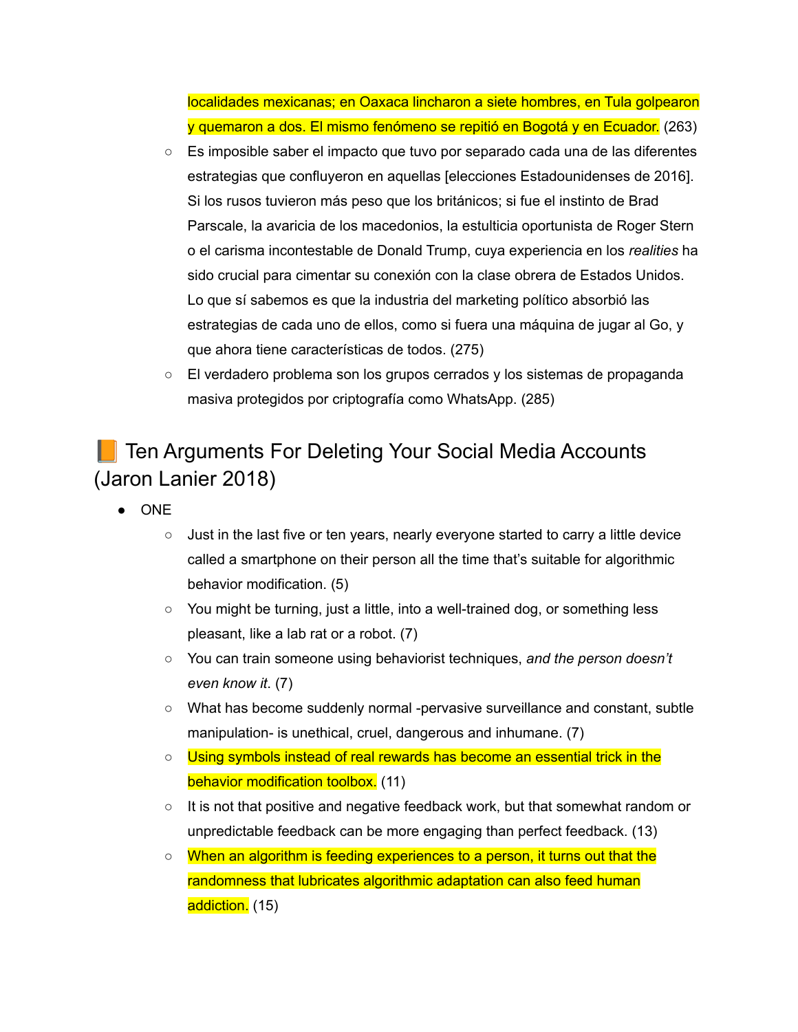localidades mexicanas; en Oaxaca lincharon a siete hombres, en Tula golpearon y quemaron a dos. El mismo fenómeno se repitió en Bogotá y en Ecuador. (263)

- Es imposible saber el impacto que tuvo por separado cada una de las diferentes estrategias que confluyeron en aquellas [elecciones Estadounidenses de 2016]. Si los rusos tuvieron más peso que los británicos; si fue el instinto de Brad Parscale, la avaricia de los macedonios, la estulticia oportunista de Roger Stern o el carisma incontestable de Donald Trump, cuya experiencia en los *realities* ha sido crucial para cimentar su conexión con la clase obrera de Estados Unidos. Lo que sí sabemos es que la industria del marketing político absorbió las estrategias de cada uno de ellos, como si fuera una máquina de jugar al Go, y que ahora tiene características de todos. (275)
- El verdadero problema son los grupos cerrados y los sistemas de propaganda masiva protegidos por criptografía como WhatsApp. (285)

## 📙 Ten Arguments For Deleting Your Social Media Accounts (Jaron Lanier 2018)

- ONE
  - Just in the last five or ten years, nearly everyone started to carry a little device called a smartphone on their person all the time that's suitable for algorithmic behavior modification. (5)
  - You might be turning, just a little, into a well-trained dog, or something less pleasant, like a lab rat or a robot. (7)
  - You can train someone using behaviorist techniques, *and the person doesn't even know it*. (7)
  - What has become suddenly normal -pervasive surveillance and constant, subtle manipulation- is unethical, cruel, dangerous and inhumane. (7)
  - Using symbols instead of real rewards has become an essential trick in the behavior modification toolbox. (11)
  - It is not that positive and negative feedback work, but that somewhat random or unpredictable feedback can be more engaging than perfect feedback. (13)
  - When an algorithm is feeding experiences to a person, it turns out that the randomness that lubricates algorithmic adaptation can also feed human addiction. (15)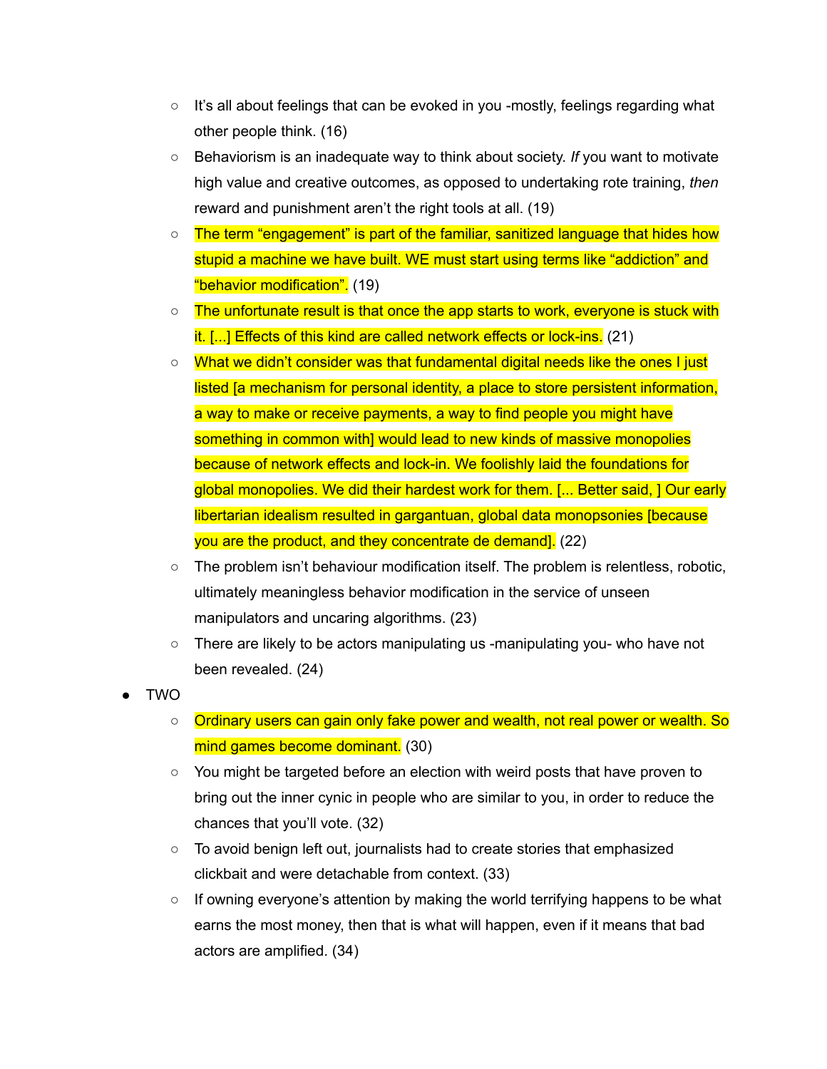- It's all about feelings that can be evoked in you -mostly, feelings regarding what other people think. (16)
   - Behaviorism is an inadequate way to think about society. *If* you want to motivate high value and creative outcomes, as opposed to undertaking rote training, *then* reward and punishment aren't the right tools at all. (19)
   - The term "engagement" is part of the familiar, sanitized language that hides how stupid a machine we have built. WE must start using terms like "addiction" and "behavior modification". (19)
   - The unfortunate result is that once the app starts to work, everyone is stuck with it. [...] Effects of this kind are called network effects or lock-ins. (21)
   - What we didn't consider was that fundamental digital needs like the ones I just listed [a mechanism for personal identity, a place to store persistent information, a way to make or receive payments, a way to find people you might have something in common with] would lead to new kinds of massive monopolies because of network effects and lock-in. We foolishly laid the foundations for global monopolies. We did their hardest work for them. [... Better said, ] Our early libertarian idealism resulted in gargantuan, global data monopsonies [because you are the product, and they concentrate de demand]. (22)
   - The problem isn't behaviour modification itself. The problem is relentless, robotic, ultimately meaningless behavior modification in the service of unseen manipulators and uncaring algorithms. (23)
   - There are likely to be actors manipulating us -manipulating you- who have not been revealed. (24)
- TWO
   - Ordinary users can gain only fake power and wealth, not real power or wealth. So mind games become dominant. (30)
   - You might be targeted before an election with weird posts that have proven to bring out the inner cynic in people who are similar to you, in order to reduce the chances that you'll vote. (32)
   - To avoid benign left out, journalists had to create stories that emphasized clickbait and were detachable from context. (33)
   - If owning everyone's attention by making the world terrifying happens to be what earns the most money, then that is what will happen, even if it means that bad actors are amplified. (34)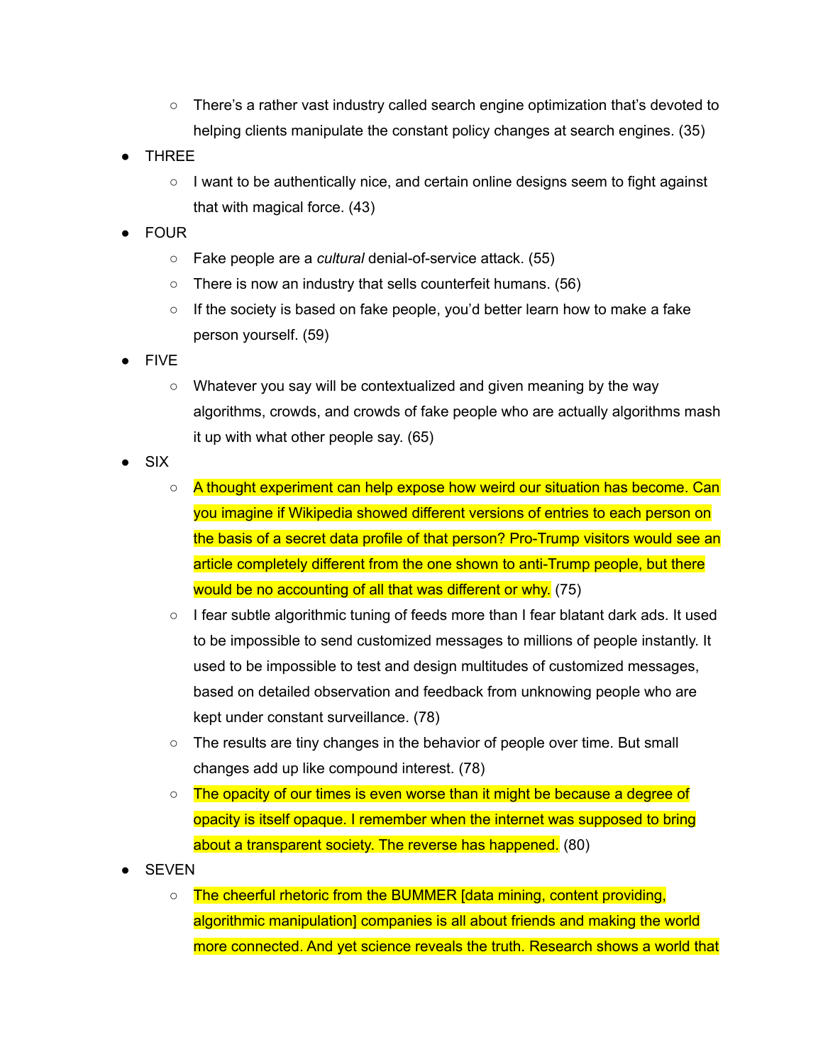- There's a rather vast industry called search engine optimization that's devoted to helping clients manipulate the constant policy changes at search engines. (35)
- THREE
  - I want to be authentically nice, and certain online designs seem to fight against that with magical force. (43)
- FOUR
  - Fake people are a *cultural* denial-of-service attack. (55)
  - There is now an industry that sells counterfeit humans. (56)
  - If the society is based on fake people, you'd better learn how to make a fake person yourself. (59)
- FIVE
  - Whatever you say will be contextualized and given meaning by the way algorithms, crowds, and crowds of fake people who are actually algorithms mash it up with what other people say. (65)
- SIX
  - A thought experiment can help expose how weird our situation has become. Can you imagine if Wikipedia showed different versions of entries to each person on the basis of a secret data profile of that person? Pro-Trump visitors would see an article completely different from the one shown to anti-Trump people, but there would be no accounting of all that was different or why. (75)
  - I fear subtle algorithmic tuning of feeds more than I fear blatant dark ads. It used to be impossible to send customized messages to millions of people instantly. It used to be impossible to test and design multitudes of customized messages, based on detailed observation and feedback from unknowing people who are kept under constant surveillance. (78)
  - The results are tiny changes in the behavior of people over time. But small changes add up like compound interest. (78)
  - The opacity of our times is even worse than it might be because a degree of opacity is itself opaque. I remember when the internet was supposed to bring about a transparent society. The reverse has happened. (80)
- SEVEN
  - The cheerful rhetoric from the BUMMER [data mining, content providing, algorithmic manipulation] companies is all about friends and making the world more connected. And yet science reveals the truth. Research shows a world that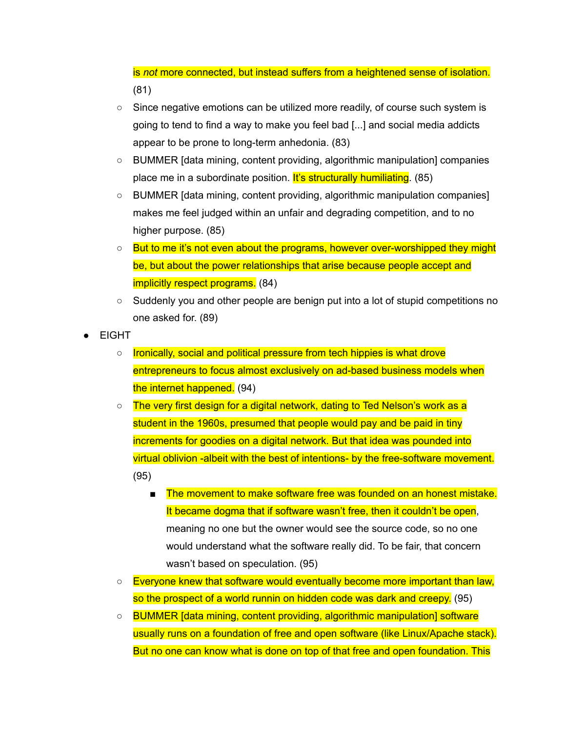is *not* more connected, but instead suffers from a heightened sense of isolation. (81)

- Since negative emotions can be utilized more readily, of course such system is going to tend to find a way to make you feel bad [...] and social media addicts appear to be prone to long-term anhedonia. (83)
- BUMMER [data mining, content providing, algorithmic manipulation] companies place me in a subordinate position. It's structurally humiliating. (85)
- BUMMER [data mining, content providing, algorithmic manipulation companies] makes me feel judged within an unfair and degrading competition, and to no higher purpose. (85)
- But to me it's not even about the programs, however over-worshipped they might be, but about the power relationships that arise because people accept and implicitly respect programs. (84)
- Suddenly you and other people are benign put into a lot of stupid competitions no one asked for. (89)

- EIGHT
  - Ironically, social and political pressure from tech hippies is what drove entrepreneurs to focus almost exclusively on ad-based business models when the internet happened. (94)
  - The very first design for a digital network, dating to Ted Nelson's work as a student in the 1960s, presumed that people would pay and be paid in tiny increments for goodies on a digital network. But that idea was pounded into virtual oblivion -albeit with the best of intentions- by the free-software movement. (95)
    - The movement to make software free was founded on an honest mistake. It became dogma that if software wasn't free, then it couldn't be open, meaning no one but the owner would see the source code, so no one would understand what the software really did. To be fair, that concern wasn't based on speculation. (95)
  - Everyone knew that software would eventually become more important than law, so the prospect of a world runnin on hidden code was dark and creepy. (95)
  - BUMMER [data mining, content providing, algorithmic manipulation] software usually runs on a foundation of free and open software (like Linux/Apache stack). But no one can know what is done on top of that free and open foundation. This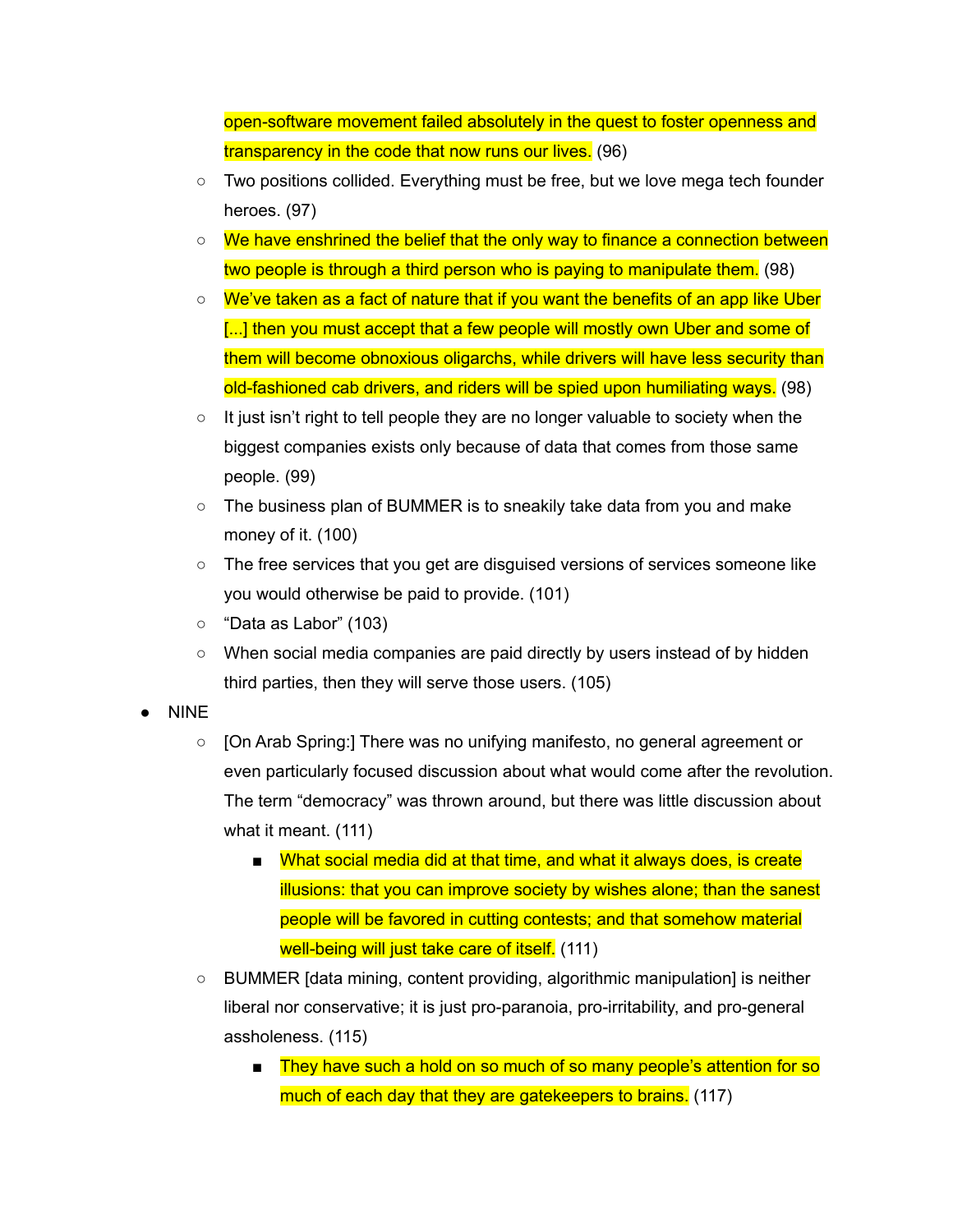open-software movement failed absolutely in the quest to foster openness and transparency in the code that now runs our lives. (96)

  - Two positions collided. Everything must be free, but we love mega tech founder heroes. (97)
  - We have enshrined the belief that the only way to finance a connection between two people is through a third person who is paying to manipulate them. (98)
  - We've taken as a fact of nature that if you want the benefits of an app like Uber [...] then you must accept that a few people will mostly own Uber and some of them will become obnoxious oligarchs, while drivers will have less security than old-fashioned cab drivers, and riders will be spied upon humiliating ways. (98)
  - It just isn't right to tell people they are no longer valuable to society when the biggest companies exists only because of data that comes from those same people. (99)
  - The business plan of BUMMER is to sneakily take data from you and make money of it. (100)
  - The free services that you get are disguised versions of services someone like you would otherwise be paid to provide. (101)
  - "Data as Labor" (103)
  - When social media companies are paid directly by users instead of by hidden third parties, then they will serve those users. (105)

- NINE
  - [On Arab Spring:] There was no unifying manifesto, no general agreement or even particularly focused discussion about what would come after the revolution. The term "democracy" was thrown around, but there was little discussion about what it meant. (111)
    - What social media did at that time, and what it always does, is create illusions: that you can improve society by wishes alone; than the sanest people will be favored in cutting contests; and that somehow material well-being will just take care of itself. (111)
  - BUMMER [data mining, content providing, algorithmic manipulation] is neither liberal nor conservative; it is just pro-paranoia, pro-irritability, and pro-general assholeness. (115)
    - They have such a hold on so much of so many people's attention for so much of each day that they are gatekeepers to brains. (117)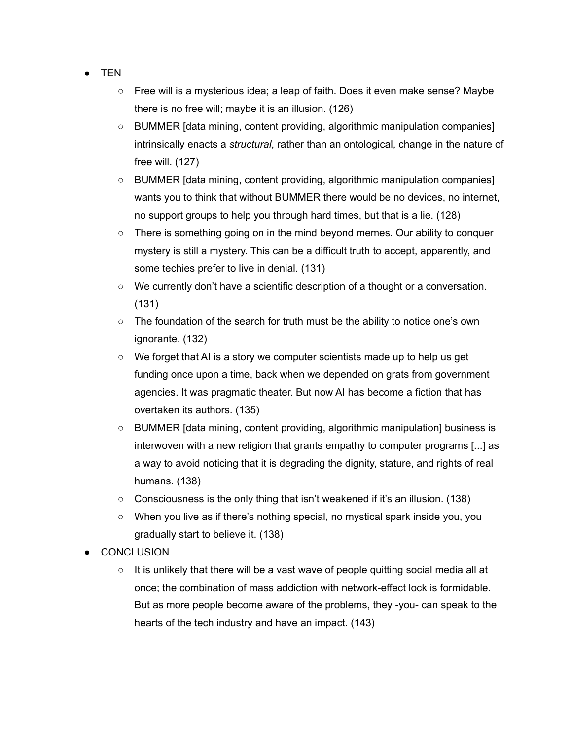- TEN
    - Free will is a mysterious idea; a leap of faith. Does it even make sense? Maybe there is no free will; maybe it is an illusion. (126)
    - BUMMER [data mining, content providing, algorithmic manipulation companies] intrinsically enacts a *structural*, rather than an ontological, change in the nature of free will. (127)
    - BUMMER [data mining, content providing, algorithmic manipulation companies] wants you to think that without BUMMER there would be no devices, no internet, no support groups to help you through hard times, but that is a lie. (128)
    - There is something going on in the mind beyond memes. Our ability to conquer mystery is still a mystery. This can be a difficult truth to accept, apparently, and some techies prefer to live in denial. (131)
    - We currently don't have a scientific description of a thought or a conversation. (131)
    - The foundation of the search for truth must be the ability to notice one's own ignorante. (132)
    - We forget that AI is a story we computer scientists made up to help us get funding once upon a time, back when we depended on grats from government agencies. It was pragmatic theater. But now AI has become a fiction that has overtaken its authors. (135)
    - BUMMER [data mining, content providing, algorithmic manipulation] business is interwoven with a new religion that grants empathy to computer programs [...] as a way to avoid noticing that it is degrading the dignity, stature, and rights of real humans. (138)
    - Consciousness is the only thing that isn't weakened if it's an illusion. (138)
    - When you live as if there's nothing special, no mystical spark inside you, you gradually start to believe it. (138)
- CONCLUSION
    - It is unlikely that there will be a vast wave of people quitting social media all at once; the combination of mass addiction with network-effect lock is formidable. But as more people become aware of the problems, they -you- can speak to the hearts of the tech industry and have an impact. (143)